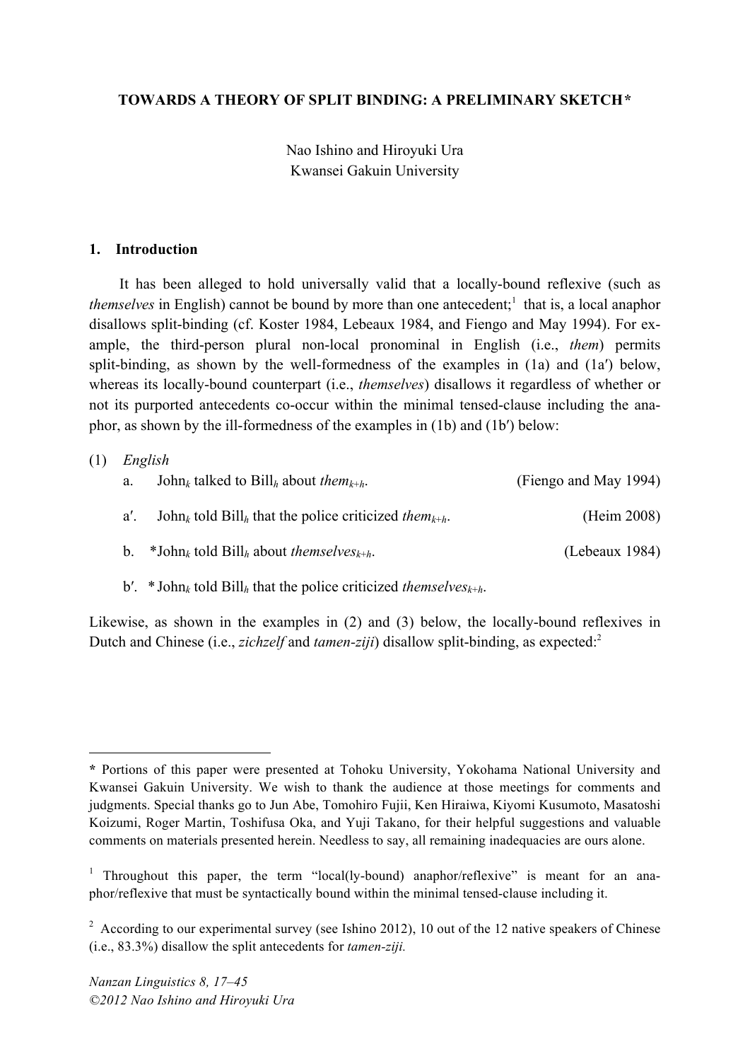**TOWARDS A THEORY OF SPLIT BINDING: A PRELIMINARY SKETCH\***

Nao Ishino and Hiroyuki Ura
Kwansei Gakuin University

## 1. Introduction

It has been alleged to hold universally valid that a locally-bound reflexive (such as *themselves* in English) cannot be bound by more than one antecedent;[1] that is, a local anaphor disallows split-binding (cf. Koster 1984, Lebeaux 1984, and Fiengo and May 1994). For example, the third-person plural non-local pronominal in English (i.e., *them*) permits split-binding, as shown by the well-formedness of the examples in (1a) and (1a′) below, whereas its locally-bound counterpart (i.e., *themselves*) disallows it regardless of whether or not its purported antecedents co-occur within the minimal tensed-clause including the anaphor, as shown by the ill-formedness of the examples in (1b) and (1b′) below:

(1) *English*

a. John$_k$ talked to Bill$_h$ about *them*$_{k+h}$. (Fiengo and May 1994)

a′. John$_k$ told Bill$_h$ that the police criticized *them*$_{k+h}$. (Heim 2008)

b. \*John$_k$ told Bill$_h$ about *themselves*$_{k+h}$. (Lebeaux 1984)

b′. \*John$_k$ told Bill$_h$ that the police criticized *themselves*$_{k+h}$.

Likewise, as shown in the examples in (2) and (3) below, the locally-bound reflexives in Dutch and Chinese (i.e., *zichzelf* and *tamen-ziji*) disallow split-binding, as expected:[2]

---

**\*** Portions of this paper were presented at Tohoku University, Yokohama National University and Kwansei Gakuin University. We wish to thank the audience at those meetings for comments and judgments. Special thanks go to Jun Abe, Tomohiro Fujii, Ken Hiraiwa, Kiyomi Kusumoto, Masatoshi Koizumi, Roger Martin, Toshifusa Oka, and Yuji Takano, for their helpful suggestions and valuable comments on materials presented herein. Needless to say, all remaining inadequacies are ours alone.

[1] Throughout this paper, the term "local(ly-bound) anaphor/reflexive" is meant for an anaphor/reflexive that must be syntactically bound within the minimal tensed-clause including it.

[2] According to our experimental survey (see Ishino 2012), 10 out of the 12 native speakers of Chinese (i.e., 83.3%) disallow the split antecedents for *tamen-ziji.*

*Nanzan Linguistics 8, 17–45*
*©2012 Nao Ishino and Hiroyuki Ura*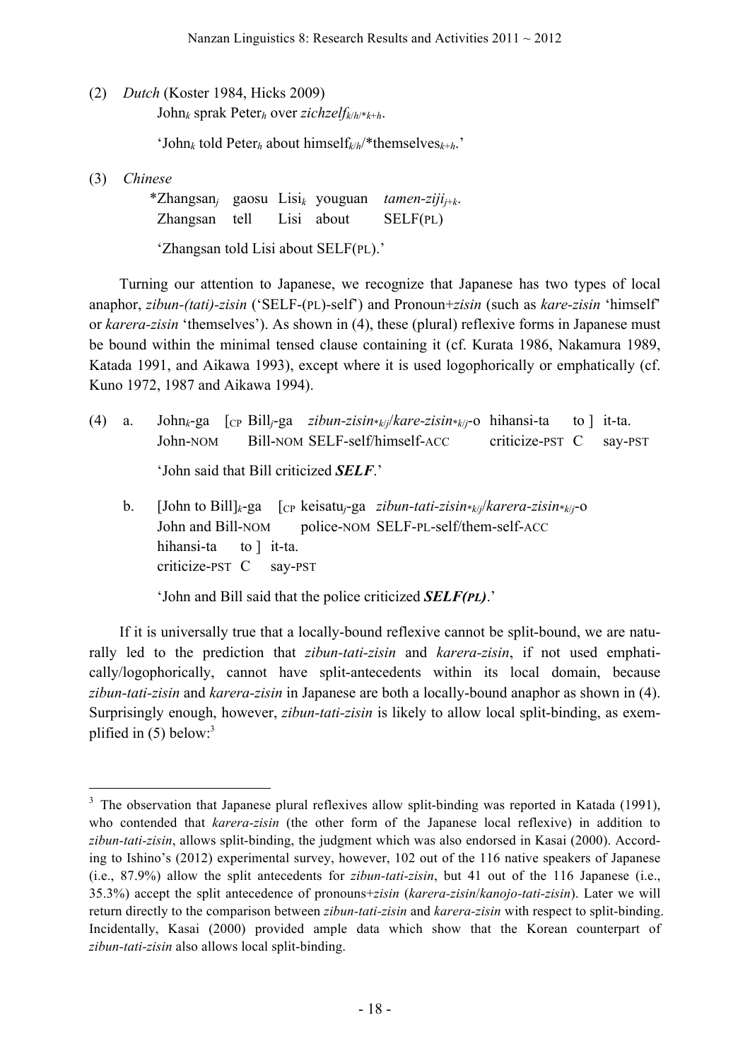(2) *Dutch* (Koster 1984, Hicks 2009)

John$_k$ sprak Peter$_h$ over *zichzelf*$_{k/h/*k+h}$.

'John$_k$ told Peter$_h$ about himself$_{k/h}$/*themselves$_{k+h}$.'

(3) *Chinese*

*Zhangsan$_j$ gaosu Lisi$_k$ youguan *tamen-ziji*$_{j+k}$.
Zhangsan tell Lisi about SELF(PL)

'Zhangsan told Lisi about SELF(PL).'

Turning our attention to Japanese, we recognize that Japanese has two types of local anaphor, *zibun-(tati)-zisin* ('SELF-(PL)-self') and Pronoun+*zisin* (such as *kare-zisin* 'himself' or *karera-zisin* 'themselves'). As shown in (4), these (plural) reflexive forms in Japanese must be bound within the minimal tensed clause containing it (cf. Kurata 1986, Nakamura 1989, Katada 1991, and Aikawa 1993), except where it is used logophorically or emphatically (cf. Kuno 1972, 1987 and Aikawa 1994).

(4) a. John$_k$-ga [$_{CP}$ Bill$_j$-ga *zibun-zisin*$_{*k/j}$/*kare-zisin*$_{*k/j}$-o hihansi-ta to ] it-ta.
John-NOM Bill-NOM SELF-self/himself-ACC criticize-PST C say-PST

'John said that Bill criticized ***SELF***.'

b. [John to Bill]$_k$-ga [$_{CP}$ keisatu$_j$-ga *zibun-tati-zisin*$_{*k/j}$/*karera-zisin*$_{*k/j}$-o
John and Bill-NOM police-NOM SELF-PL-self/them-self-ACC
hihansi-ta to ] it-ta.
criticize-PST C say-PST

'John and Bill said that the police criticized ***SELF(PL)***.'

If it is universally true that a locally-bound reflexive cannot be split-bound, we are naturally led to the prediction that *zibun-tati-zisin* and *karera-zisin*, if not used emphatically/logophorically, cannot have split-antecedents within its local domain, because *zibun-tati-zisin* and *karera-zisin* in Japanese are both a locally-bound anaphor as shown in (4). Surprisingly enough, however, *zibun-tati-zisin* is likely to allow local split-binding, as exemplified in (5) below:[3]

---

[3] The observation that Japanese plural reflexives allow split-binding was reported in Katada (1991), who contended that *karera-zisin* (the other form of the Japanese local reflexive) in addition to *zibun-tati-zisin*, allows split-binding, the judgment which was also endorsed in Kasai (2000). According to Ishino's (2012) experimental survey, however, 102 out of the 116 native speakers of Japanese (i.e., 87.9%) allow the split antecedents for *zibun-tati-zisin*, but 41 out of the 116 Japanese (i.e., 35.3%) accept the split antecedence of pronouns+*zisin* (*karera-zisin*/*kanojo-tati-zisin*). Later we will return directly to the comparison between *zibun-tati-zisin* and *karera-zisin* with respect to split-binding. Incidentally, Kasai (2000) provided ample data which show that the Korean counterpart of *zibun-tati-zisin* also allows local split-binding.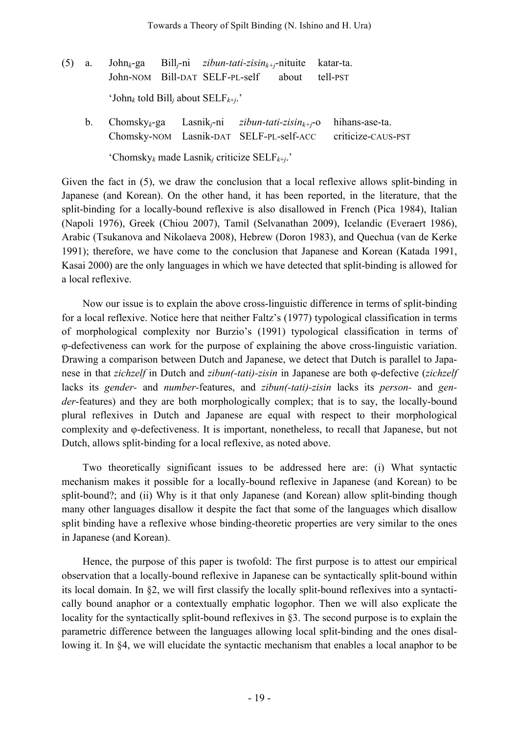(5) a. John$_k$-ga Bill$_j$-ni *zibun-tati-zisin*$_{k+j}$-nituite katar-ta.
John-NOM Bill-DAT SELF-PL-self about tell-PST
'John$_k$ told Bill$_j$ about SELF$_{k+j}$.'

b. Chomsky$_k$-ga Lasnik$_j$-ni *zibun-tati-zisin*$_{k+j}$-o hihans-ase-ta.
Chomsky-NOM Lasnik-DAT SELF-PL-self-ACC criticize-CAUS-PST
'Chomsky$_k$ made Lasnik$_j$ criticize SELF$_{k+j}$.'

Given the fact in (5), we draw the conclusion that a local reflexive allows split-binding in Japanese (and Korean). On the other hand, it has been reported, in the literature, that the split-binding for a locally-bound reflexive is also disallowed in French (Pica 1984), Italian (Napoli 1976), Greek (Chiou 2007), Tamil (Selvanathan 2009), Icelandic (Everaert 1986), Arabic (Tsukanova and Nikolaeva 2008), Hebrew (Doron 1983), and Quechua (van de Kerke 1991); therefore, we have come to the conclusion that Japanese and Korean (Katada 1991, Kasai 2000) are the only languages in which we have detected that split-binding is allowed for a local reflexive.

Now our issue is to explain the above cross-linguistic difference in terms of split-binding for a local reflexive. Notice here that neither Faltz's (1977) typological classification in terms of morphological complexity nor Burzio's (1991) typological classification in terms of φ-defectiveness can work for the purpose of explaining the above cross-linguistic variation. Drawing a comparison between Dutch and Japanese, we detect that Dutch is parallel to Japanese in that *zichzelf* in Dutch and *zibun(-tati)-zisin* in Japanese are both φ-defective (*zichzelf* lacks its *gender*- and *number*-features, and *zibun(-tati)-zisin* lacks its *person*- and *gender*-features) and they are both morphologically complex; that is to say, the locally-bound plural reflexives in Dutch and Japanese are equal with respect to their morphological complexity and φ-defectiveness. It is important, nonetheless, to recall that Japanese, but not Dutch, allows split-binding for a local reflexive, as noted above.

Two theoretically significant issues to be addressed here are: (i) What syntactic mechanism makes it possible for a locally-bound reflexive in Japanese (and Korean) to be split-bound?; and (ii) Why is it that only Japanese (and Korean) allow split-binding though many other languages disallow it despite the fact that some of the languages which disallow split binding have a reflexive whose binding-theoretic properties are very similar to the ones in Japanese (and Korean).

Hence, the purpose of this paper is twofold: The first purpose is to attest our empirical observation that a locally-bound reflexive in Japanese can be syntactically split-bound within its local domain. In §2, we will first classify the locally split-bound reflexives into a syntactically bound anaphor or a contextually emphatic logophor. Then we will also explicate the locality for the syntactically split-bound reflexives in §3. The second purpose is to explain the parametric difference between the languages allowing local split-binding and the ones disallowing it. In §4, we will elucidate the syntactic mechanism that enables a local anaphor to be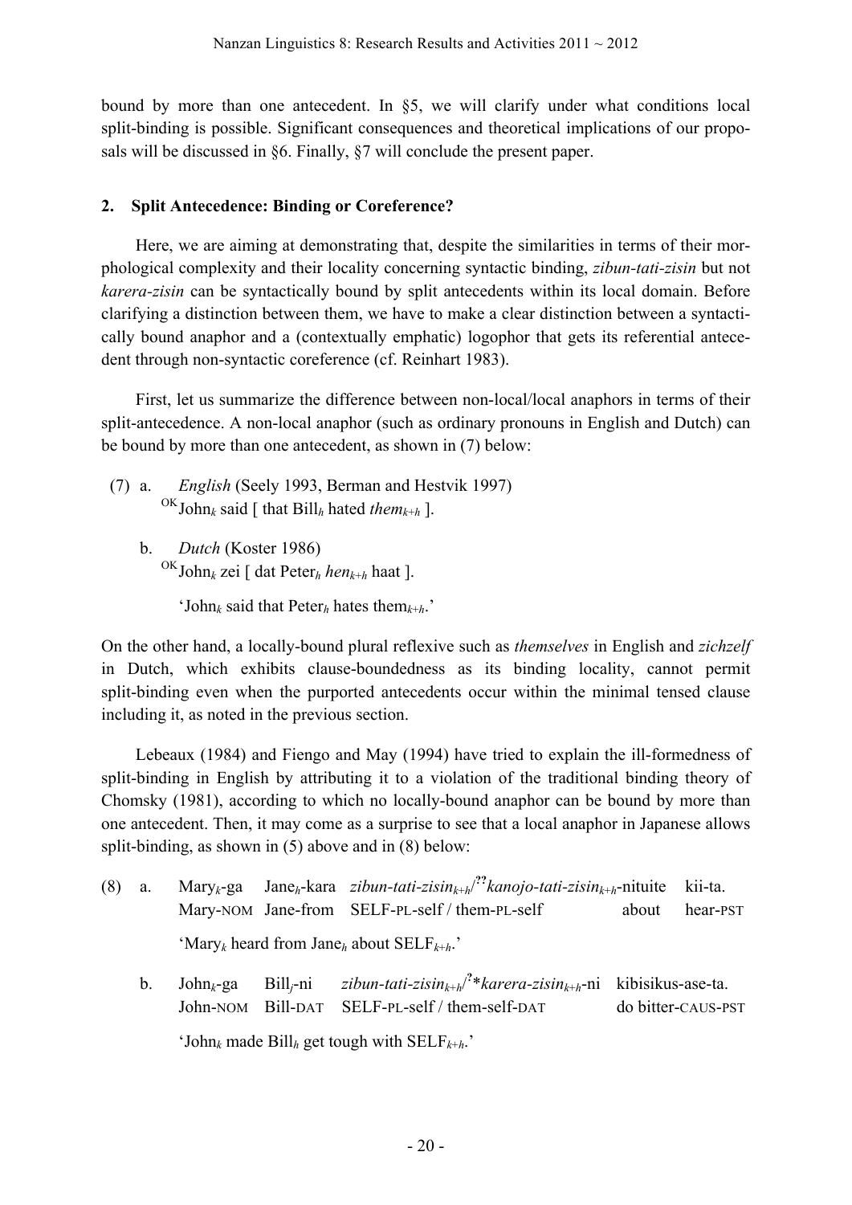bound by more than one antecedent. In §5, we will clarify under what conditions local split-binding is possible. Significant consequences and theoretical implications of our proposals will be discussed in §6. Finally, §7 will conclude the present paper.

## 2. Split Antecedence: Binding or Coreference?

Here, we are aiming at demonstrating that, despite the similarities in terms of their morphological complexity and their locality concerning syntactic binding, *zibun-tati-zisin* but not *karera-zisin* can be syntactically bound by split antecedents within its local domain. Before clarifying a distinction between them, we have to make a clear distinction between a syntactically bound anaphor and a (contextually emphatic) logophor that gets its referential antecedent through non-syntactic coreference (cf. Reinhart 1983).

First, let us summarize the difference between non-local/local anaphors in terms of their split-antecedence. A non-local anaphor (such as ordinary pronouns in English and Dutch) can be bound by more than one antecedent, as shown in (7) below:

(7) a. *English* (Seely 1993, Berman and Hestvik 1997)
$^{OK}$John$_k$ said [ that Bill$_h$ hated *them*$_{k+h}$ ].

b. *Dutch* (Koster 1986)
$^{OK}$John$_k$ zei [ dat Peter$_h$ *hen*$_{k+h}$ haat ].

'John$_k$ said that Peter$_h$ hates them$_{k+h}$.'

On the other hand, a locally-bound plural reflexive such as *themselves* in English and *zichzelf* in Dutch, which exhibits clause-boundedness as its binding locality, cannot permit split-binding even when the purported antecedents occur within the minimal tensed clause including it, as noted in the previous section.

Lebeaux (1984) and Fiengo and May (1994) have tried to explain the ill-formedness of split-binding in English by attributing it to a violation of the traditional binding theory of Chomsky (1981), according to which no locally-bound anaphor can be bound by more than one antecedent. Then, it may come as a surprise to see that a local anaphor in Japanese allows split-binding, as shown in (5) above and in (8) below:

(8) a. Mary$_k$-ga Jane$_h$-kara *zibun-tati-zisin*$_{k+h}$/$^{??}$*kanojo-tati-zisin*$_{k+h}$-nituite kii-ta.
Mary-NOM Jane-from SELF-PL-self / them-PL-self about hear-PST

'Mary$_k$ heard from Jane$_h$ about SELF$_{k+h}$.'

b. John$_k$-ga Bill$_j$-ni *zibun-tati-zisin*$_{k+h}$/$^{?}$*\*karera-zisin*$_{k+h}$-ni kibisikus-ase-ta.
John-NOM Bill-DAT SELF-PL-self / them-self-DAT do bitter-CAUS-PST

'John$_k$ made Bill$_h$ get tough with SELF$_{k+h}$.'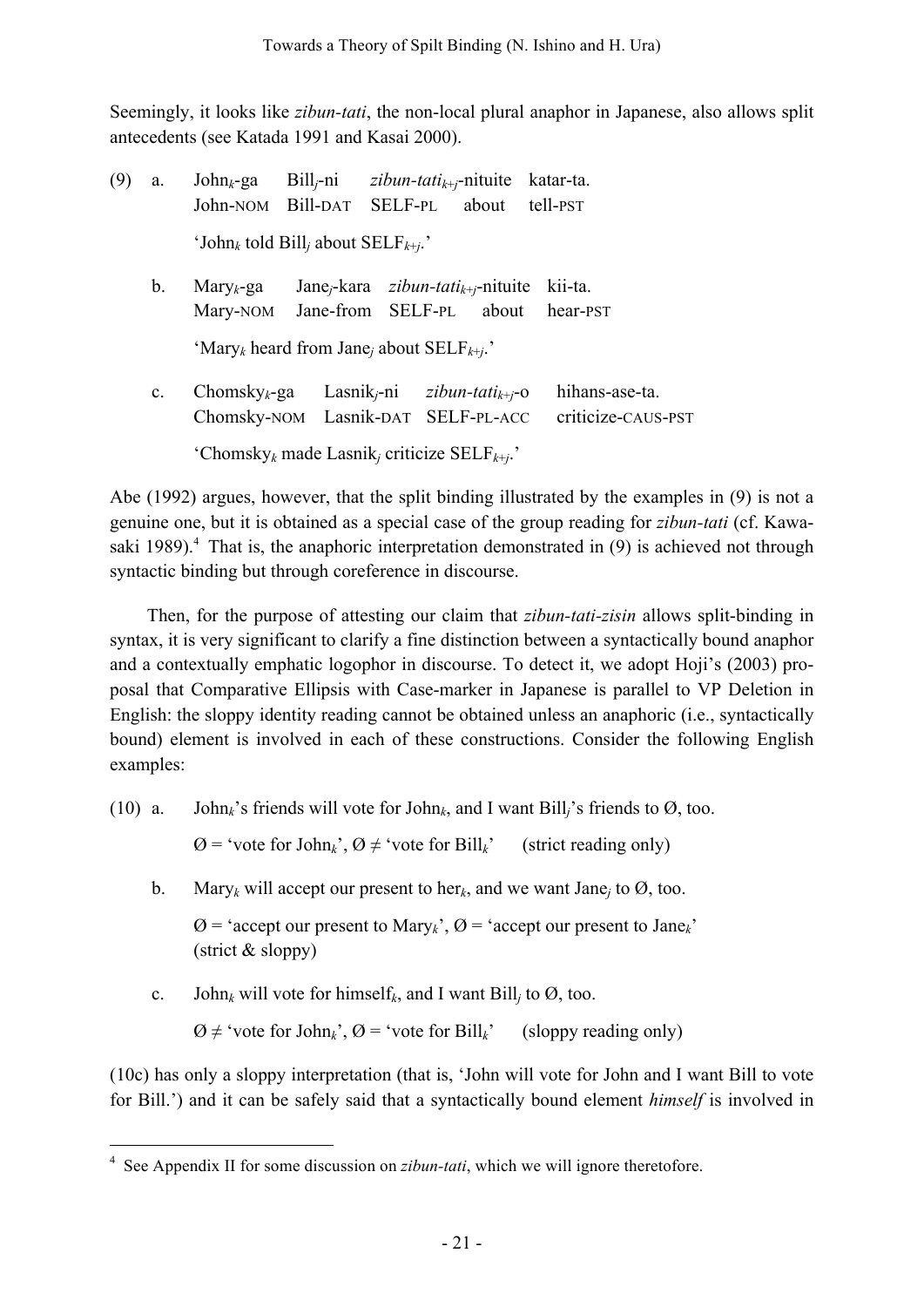Seemingly, it looks like *zibun-tati*, the non-local plural anaphor in Japanese, also allows split antecedents (see Katada 1991 and Kasai 2000).

(9) a. John$_k$-ga Bill$_j$-ni *zibun-tati*$_{k+j}$-nituite katar-ta.
John-NOM Bill-DAT SELF-PL about tell-PST
'John$_k$ told Bill$_j$ about SELF$_{k+j}$.'

b. Mary$_k$-ga Jane$_j$-kara *zibun-tati*$_{k+j}$-nituite kii-ta.
Mary-NOM Jane-from SELF-PL about hear-PST
'Mary$_k$ heard from Jane$_j$ about SELF$_{k+j}$.'

c. Chomsky$_k$-ga Lasnik$_j$-ni *zibun-tati*$_{k+j}$-o hihans-ase-ta.
Chomsky-NOM Lasnik-DAT SELF-PL-ACC criticize-CAUS-PST
'Chomsky$_k$ made Lasnik$_j$ criticize SELF$_{k+j}$.'

Abe (1992) argues, however, that the split binding illustrated by the examples in (9) is not a genuine one, but it is obtained as a special case of the group reading for *zibun-tati* (cf. Kawasaki 1989).[4] That is, the anaphoric interpretation demonstrated in (9) is achieved not through syntactic binding but through coreference in discourse.

Then, for the purpose of attesting our claim that *zibun-tati-zisin* allows split-binding in syntax, it is very significant to clarify a fine distinction between a syntactically bound anaphor and a contextually emphatic logophor in discourse. To detect it, we adopt Hoji's (2003) proposal that Comparative Ellipsis with Case-marker in Japanese is parallel to VP Deletion in English: the sloppy identity reading cannot be obtained unless an anaphoric (i.e., syntactically bound) element is involved in each of these constructions. Consider the following English examples:

(10) a. John$_k$'s friends will vote for John$_k$, and I want Bill$_j$'s friends to Ø, too.
Ø = 'vote for John$_k$', Ø ≠ 'vote for Bill$_k$' (strict reading only)

b. Mary$_k$ will accept our present to her$_k$, and we want Jane$_j$ to Ø, too.
Ø = 'accept our present to Mary$_k$', Ø = 'accept our present to Jane$_k$' (strict & sloppy)

c. John$_k$ will vote for himself$_k$, and I want Bill$_j$ to Ø, too.
Ø ≠ 'vote for John$_k$', Ø = 'vote for Bill$_k$' (sloppy reading only)

(10c) has only a sloppy interpretation (that is, 'John will vote for John and I want Bill to vote for Bill.') and it can be safely said that a syntactically bound element *himself* is involved in

[4] See Appendix II for some discussion on *zibun-tati*, which we will ignore theretofore.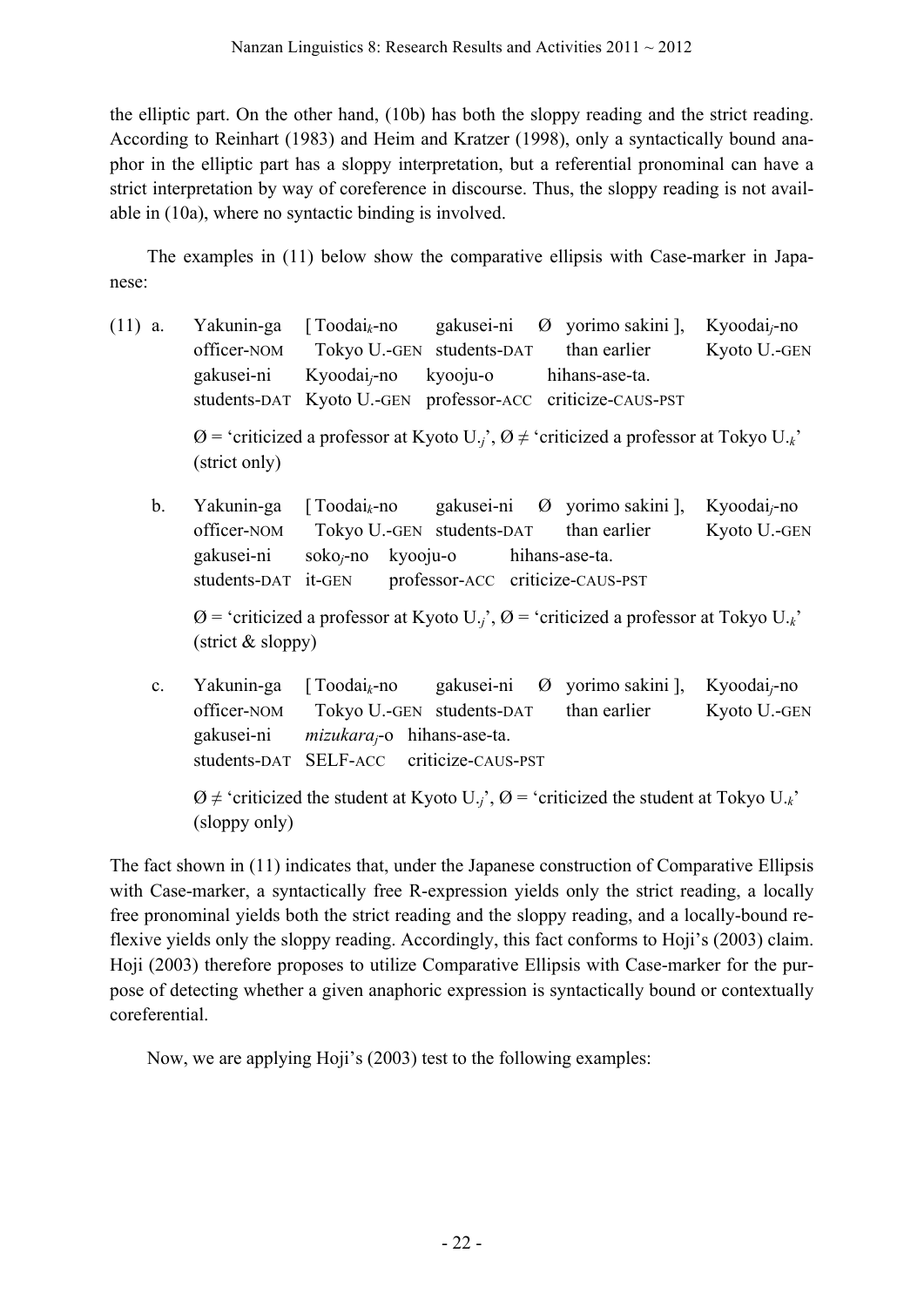the elliptic part. On the other hand, (10b) has both the sloppy reading and the strict reading. According to Reinhart (1983) and Heim and Kratzer (1998), only a syntactically bound anaphor in the elliptic part has a sloppy interpretation, but a referential pronominal can have a strict interpretation by way of coreference in discourse. Thus, the sloppy reading is not available in (10a), where no syntactic binding is involved.

The examples in (11) below show the comparative ellipsis with Case-marker in Japanese:

(11) a. Yakunin-ga [ Toodai$_k$-no gakusei-ni Ø yorimo sakini ], Kyoodai$_j$-no
officer-NOM Tokyo U.-GEN students-DAT than earlier Kyoto U.-GEN
gakusei-ni Kyoodai$_j$-no kyooju-o hihans-ase-ta.
students-DAT Kyoto U.-GEN professor-ACC criticize-CAUS-PST

Ø = 'criticized a professor at Kyoto U.$_j$', Ø ≠ 'criticized a professor at Tokyo U.$_k$'
(strict only)

b. Yakunin-ga [ Toodai$_k$-no gakusei-ni Ø yorimo sakini ], Kyoodai$_j$-no
officer-NOM Tokyo U.-GEN students-DAT than earlier Kyoto U.-GEN
gakusei-ni soko$_j$-no kyooju-o hihans-ase-ta.
students-DAT it-GEN professor-ACC criticize-CAUS-PST

Ø = 'criticized a professor at Kyoto U.$_j$', Ø = 'criticized a professor at Tokyo U.$_k$'
(strict & sloppy)

c. Yakunin-ga [ Toodai$_k$-no gakusei-ni Ø yorimo sakini ], Kyoodai$_j$-no
officer-NOM Tokyo U.-GEN students-DAT than earlier Kyoto U.-GEN
gakusei-ni *mizukara$_j$*-o hihans-ase-ta.
students-DAT SELF-ACC criticize-CAUS-PST

Ø ≠ 'criticized the student at Kyoto U.$_j$', Ø = 'criticized the student at Tokyo U.$_k$'
(sloppy only)

The fact shown in (11) indicates that, under the Japanese construction of Comparative Ellipsis with Case-marker, a syntactically free R-expression yields only the strict reading, a locally free pronominal yields both the strict reading and the sloppy reading, and a locally-bound reflexive yields only the sloppy reading. Accordingly, this fact conforms to Hoji's (2003) claim. Hoji (2003) therefore proposes to utilize Comparative Ellipsis with Case-marker for the purpose of detecting whether a given anaphoric expression is syntactically bound or contextually coreferential.

Now, we are applying Hoji's (2003) test to the following examples: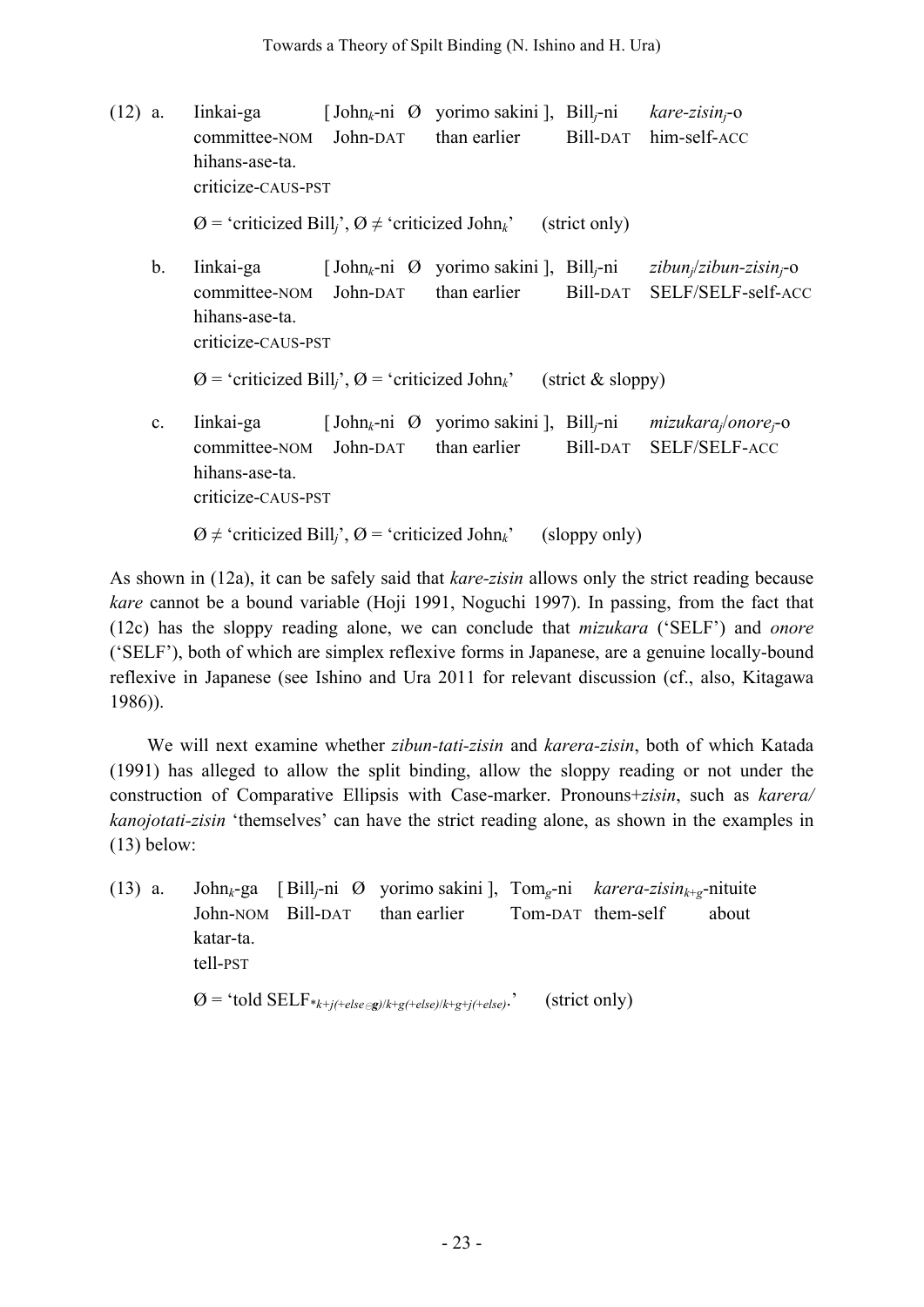(12) a. Iinkai-ga [ John$_k$-ni Ø yorimo sakini ], Bill$_j$-ni *kare-zisin$_j$*-o
committee-NOM John-DAT than earlier Bill-DAT him-self-ACC
hihans-ase-ta.
criticize-CAUS-PST

Ø = 'criticized Bill$_j$', Ø ≠ 'criticized John$_k$' (strict only)

b. Iinkai-ga [ John$_k$-ni Ø yorimo sakini ], Bill$_j$-ni *zibun$_j$*/*zibun-zisin$_j$*-o
committee-NOM John-DAT than earlier Bill-DAT SELF/SELF-self-ACC
hihans-ase-ta.
criticize-CAUS-PST

Ø = 'criticized Bill$_j$', Ø = 'criticized John$_k$' (strict & sloppy)

c. Iinkai-ga [ John$_k$-ni Ø yorimo sakini ], Bill$_j$-ni *mizukara$_j$*/*onore$_j$*-o
committee-NOM John-DAT than earlier Bill-DAT SELF/SELF-ACC
hihans-ase-ta.
criticize-CAUS-PST

Ø ≠ 'criticized Bill$_j$', Ø = 'criticized John$_k$' (sloppy only)

As shown in (12a), it can be safely said that *kare-zisin* allows only the strict reading because *kare* cannot be a bound variable (Hoji 1991, Noguchi 1997). In passing, from the fact that (12c) has the sloppy reading alone, we can conclude that *mizukara* ('SELF') and *onore* ('SELF'), both of which are simplex reflexive forms in Japanese, are a genuine locally-bound reflexive in Japanese (see Ishino and Ura 2011 for relevant discussion (cf., also, Kitagawa 1986)).

We will next examine whether *zibun-tati-zisin* and *karera-zisin*, both of which Katada (1991) has alleged to allow the split binding, allow the sloppy reading or not under the construction of Comparative Ellipsis with Case-marker. Pronouns+*zisin*, such as *karera/ kanojotati-zisin* 'themselves' can have the strict reading alone, as shown in the examples in (13) below:

(13) a. John$_k$-ga [ Bill$_j$-ni Ø yorimo sakini ], Tom$_g$-ni *karera-zisin$_{k+g}$*-nituite
John-NOM Bill-DAT than earlier Tom-DAT them-self about
katar-ta.
tell-PST

Ø = 'told SELF$_{*k+j(+else\ni g)/k+g(+else)/k+g+j(+else)}$.' (strict only)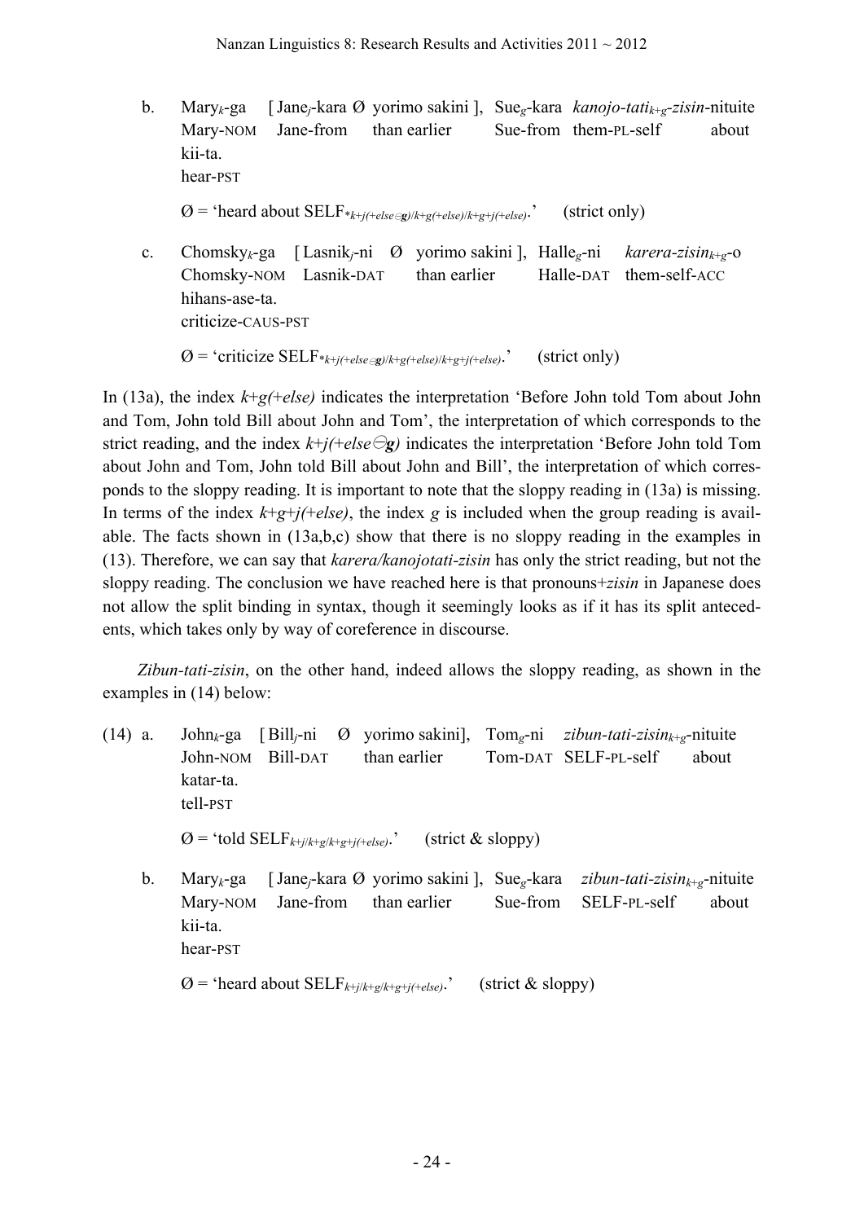b. Mary$_k$-ga [ Jane$_j$-kara Ø yorimo sakini ], Sue$_g$-kara *kanojo-tati$_{k+g}$-zisin*-nituite
 Mary-NOM Jane-from than earlier Sue-from them-PL-self about
 kii-ta.
 hear-PST

 Ø = 'heard about SELF$_{*k+j(+else \ominus \mathbf{g})/k+g(+else)/k+g+j(+else)}$.' (strict only)

c. Chomsky$_k$-ga [ Lasnik$_j$-ni Ø yorimo sakini ], Halle$_g$-ni *karera-zisin$_{k+g}$*-o
 Chomsky-NOM Lasnik-DAT than earlier Halle-DAT them-self-ACC
 hihans-ase-ta.
 criticize-CAUS-PST

 Ø = 'criticize SELF$_{*k+j(+else \ominus \mathbf{g})/k+g(+else)/k+g+j(+else)}$.' (strict only)

In (13a), the index *k+g(+else)* indicates the interpretation 'Before John told Tom about John and Tom, John told Bill about John and Tom', the interpretation of which corresponds to the strict reading, and the index *k+j(+else⊖**g**)* indicates the interpretation 'Before John told Tom about John and Tom, John told Bill about John and Bill', the interpretation of which corresponds to the sloppy reading. It is important to note that the sloppy reading in (13a) is missing. In terms of the index *k+g+j(+else)*, the index *g* is included when the group reading is available. The facts shown in (13a,b,c) show that there is no sloppy reading in the examples in (13). Therefore, we can say that *karera/kanojotati-zisin* has only the strict reading, but not the sloppy reading. The conclusion we have reached here is that pronouns+*zisin* in Japanese does not allow the split binding in syntax, though it seemingly looks as if it has its split antecedents, which takes only by way of coreference in discourse.

*Zibun-tati-zisin*, on the other hand, indeed allows the sloppy reading, as shown in the examples in (14) below:

(14) a. John$_k$-ga [ Bill$_j$-ni Ø yorimo sakini], Tom$_g$-ni *zibun-tati-zisin$_{k+g}$*-nituite
 John-NOM Bill-DAT than earlier Tom-DAT SELF-PL-self about
 katar-ta.
 tell-PST

 Ø = 'told SELF$_{k+j/k+g/k+g+j(+else)}$.' (strict & sloppy)

b. Mary$_k$-ga [ Jane$_j$-kara Ø yorimo sakini ], Sue$_g$-kara *zibun-tati-zisin$_{k+g}$*-nituite
 Mary-NOM Jane-from than earlier Sue-from SELF-PL-self about
 kii-ta.
 hear-PST

 Ø = 'heard about SELF$_{k+j/k+g/k+g+j(+else)}$.' (strict & sloppy)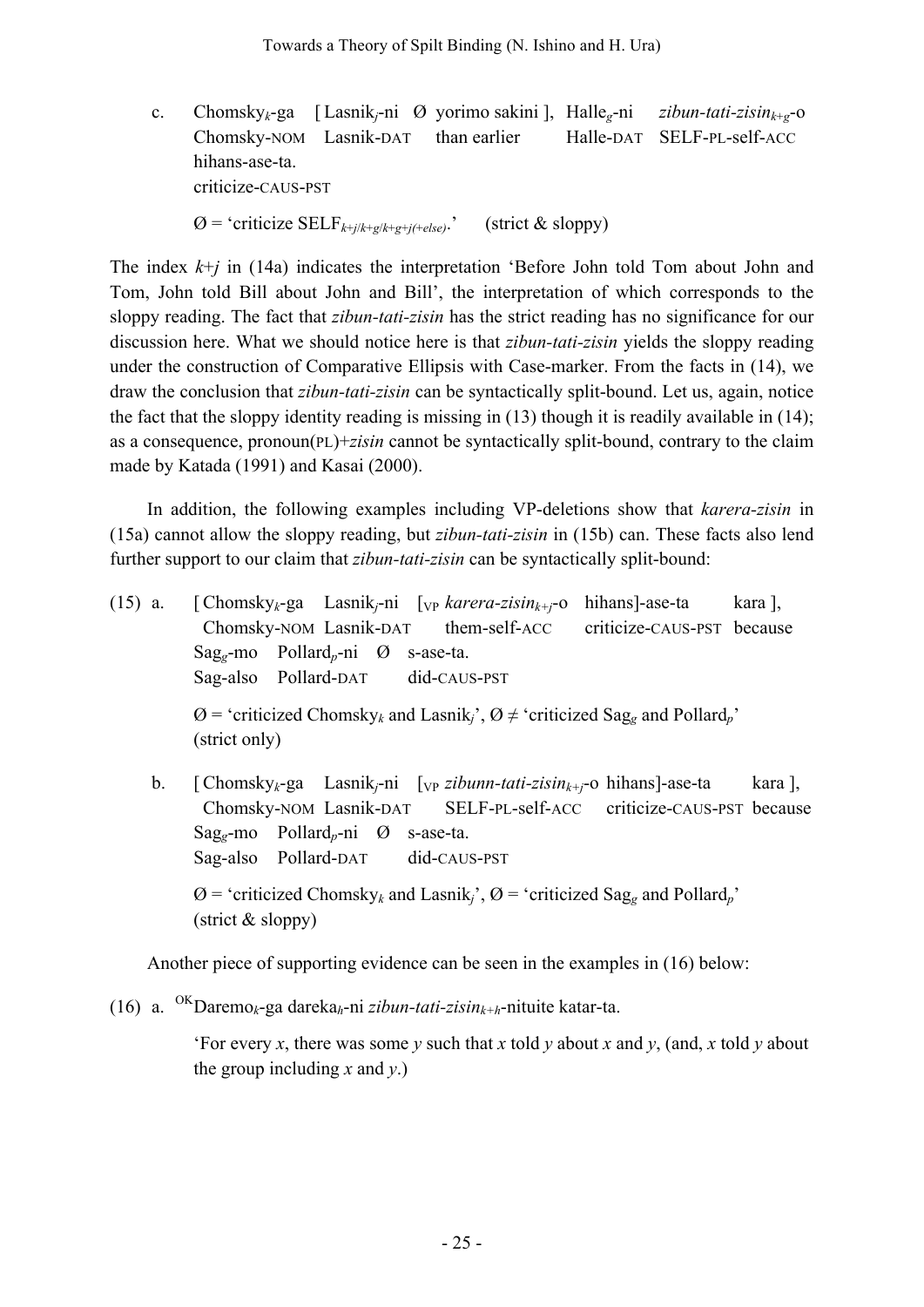c. Chomsky$_k$-ga [ Lasnik$_j$-ni Ø yorimo sakini ], Halle$_g$-ni *zibun-tati-zisin*$_{k+g}$-o hihans-ase-ta.
Chomsky-NOM Lasnik-DAT than earlier Halle-DAT SELF-PL-self-ACC criticize-CAUS-PST

Ø = 'criticize SELF$_{k+j/k+g/k+g+j(+else)}$.' (strict & sloppy)

The index *k*+*j* in (14a) indicates the interpretation 'Before John told Tom about John and Tom, John told Bill about John and Bill', the interpretation of which corresponds to the sloppy reading. The fact that *zibun-tati-zisin* has the strict reading has no significance for our discussion here. What we should notice here is that *zibun-tati-zisin* yields the sloppy reading under the construction of Comparative Ellipsis with Case-marker. From the facts in (14), we draw the conclusion that *zibun-tati-zisin* can be syntactically split-bound. Let us, again, notice the fact that the sloppy identity reading is missing in (13) though it is readily available in (14); as a consequence, pronoun(PL)+*zisin* cannot be syntactically split-bound, contrary to the claim made by Katada (1991) and Kasai (2000).

In addition, the following examples including VP-deletions show that *karera-zisin* in (15a) cannot allow the sloppy reading, but *zibun-tati-zisin* in (15b) can. These facts also lend further support to our claim that *zibun-tati-zisin* can be syntactically split-bound:

(15) a. [ Chomsky$_k$-ga Lasnik$_j$-ni [$_{VP}$ *karera-zisin*$_{k+j}$-o hihans]-ase-ta kara ], Sag$_g$-mo Pollard$_p$-ni Ø s-ase-ta.
Chomsky-NOM Lasnik-DAT them-self-ACC criticize-CAUS-PST because Sag-also Pollard-DAT did-CAUS-PST

Ø = 'criticized Chomsky$_k$ and Lasnik$_j$', Ø ≠ 'criticized Sag$_g$ and Pollard$_p$' (strict only)

b. [ Chomsky$_k$-ga Lasnik$_j$-ni [$_{VP}$ *zibunn-tati-zisin*$_{k+j}$-o hihans]-ase-ta kara ], Sag$_g$-mo Pollard$_p$-ni Ø s-ase-ta.
Chomsky-NOM Lasnik-DAT SELF-PL-self-ACC criticize-CAUS-PST because Sag-also Pollard-DAT did-CAUS-PST

Ø = 'criticized Chomsky$_k$ and Lasnik$_j$', Ø = 'criticized Sag$_g$ and Pollard$_p$' (strict & sloppy)

Another piece of supporting evidence can be seen in the examples in (16) below:

(16) a. $^{OK}$Daremo$_k$-ga dareka$_h$-ni *zibun-tati-zisin*$_{k+h}$-nituite katar-ta.

'For every *x*, there was some *y* such that *x* told *y* about *x* and *y*, (and, *x* told *y* about the group including *x* and *y*.)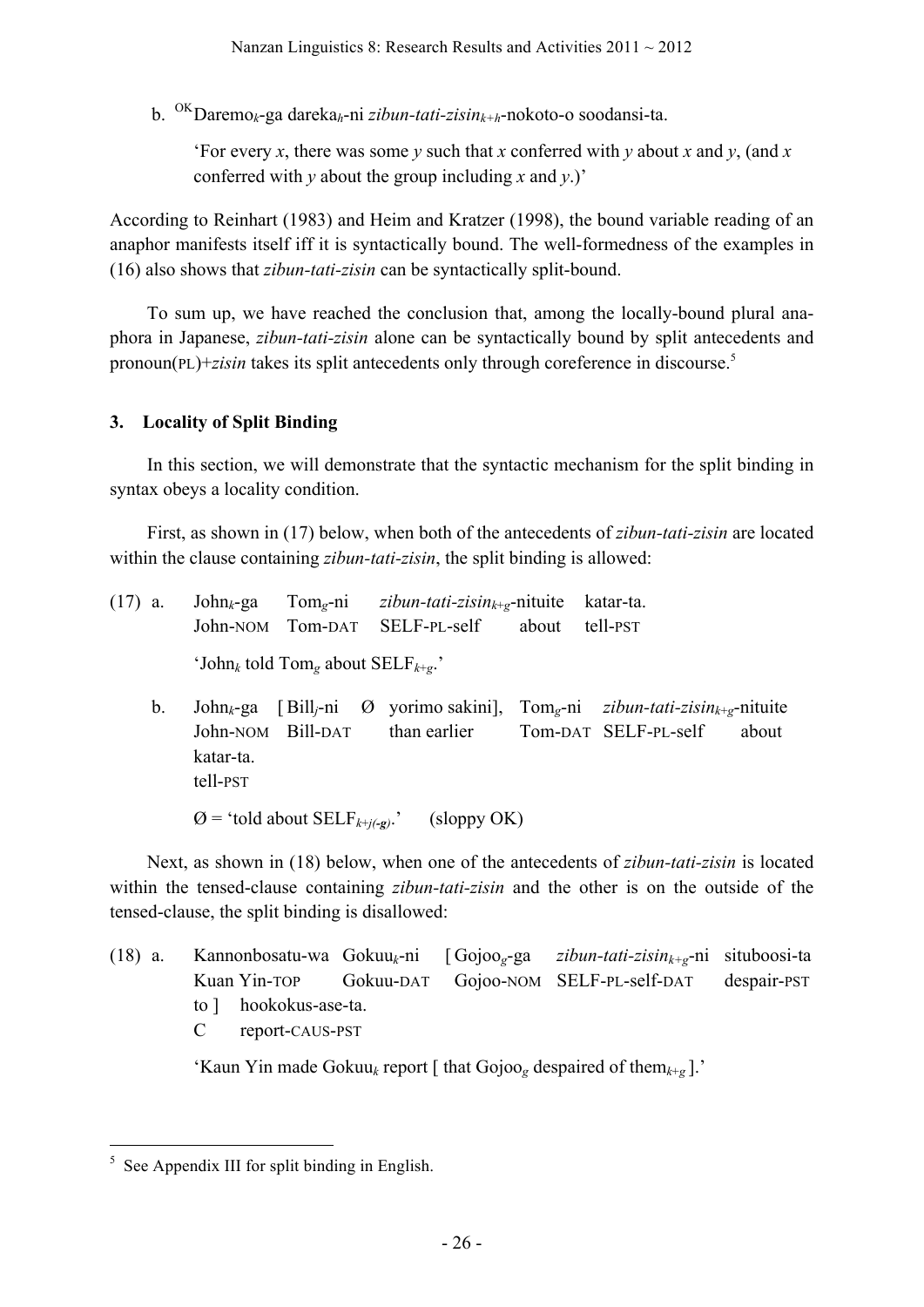b. [OK]Daremo$_k$-ga dareka$_h$-ni *zibun-tati-zisin*$_{k+h}$-nokoto-o soodansi-ta.

'For every *x*, there was some *y* such that *x* conferred with *y* about *x* and *y*, (and *x* conferred with *y* about the group including *x* and *y*.)'

According to Reinhart (1983) and Heim and Kratzer (1998), the bound variable reading of an anaphor manifests itself iff it is syntactically bound. The well-formedness of the examples in (16) also shows that *zibun-tati-zisin* can be syntactically split-bound.

To sum up, we have reached the conclusion that, among the locally-bound plural anaphora in Japanese, *zibun-tati-zisin* alone can be syntactically bound by split antecedents and pronoun(PL)+*zisin* takes its split antecedents only through coreference in discourse.[5]

### 3. Locality of Split Binding

In this section, we will demonstrate that the syntactic mechanism for the split binding in syntax obeys a locality condition.

First, as shown in (17) below, when both of the antecedents of *zibun-tati-zisin* are located within the clause containing *zibun-tati-zisin*, the split binding is allowed:

(17) a. John$_k$-ga Tom$_g$-ni *zibun-tati-zisin*$_{k+g}$-nituite katar-ta.
John-NOM Tom-DAT SELF-PL-self about tell-PST

'John$_k$ told Tom$_g$ about SELF$_{k+g}$.'

b. John$_k$-ga [ Bill$_j$-ni Ø yorimo sakini], Tom$_g$-ni *zibun-tati-zisin*$_{k+g}$-nituite katar-ta.
John-NOM Bill-DAT than earlier Tom-DAT SELF-PL-self about tell-PST

Ø = 'told about SELF$_{k+j(\text{-}g)}$.' (sloppy OK)

Next, as shown in (18) below, when one of the antecedents of *zibun-tati-zisin* is located within the tensed-clause containing *zibun-tati-zisin* and the other is on the outside of the tensed-clause, the split binding is disallowed:

(18) a. Kannonbosatu-wa Gokuu$_k$-ni [ Gojoo$_g$-ga *zibun-tati-zisin*$_{k+g}$-ni situboosi-ta to ] hookokus-ase-ta.
Kuan Yin-TOP Gokuu-DAT Gojoo-NOM SELF-PL-self-DAT despair-PST C report-CAUS-PST

'Kaun Yin made Gokuu$_k$ report [ that Gojoo$_g$ despaired of them$_{k+g}$ ].'

---

[5] See Appendix III for split binding in English.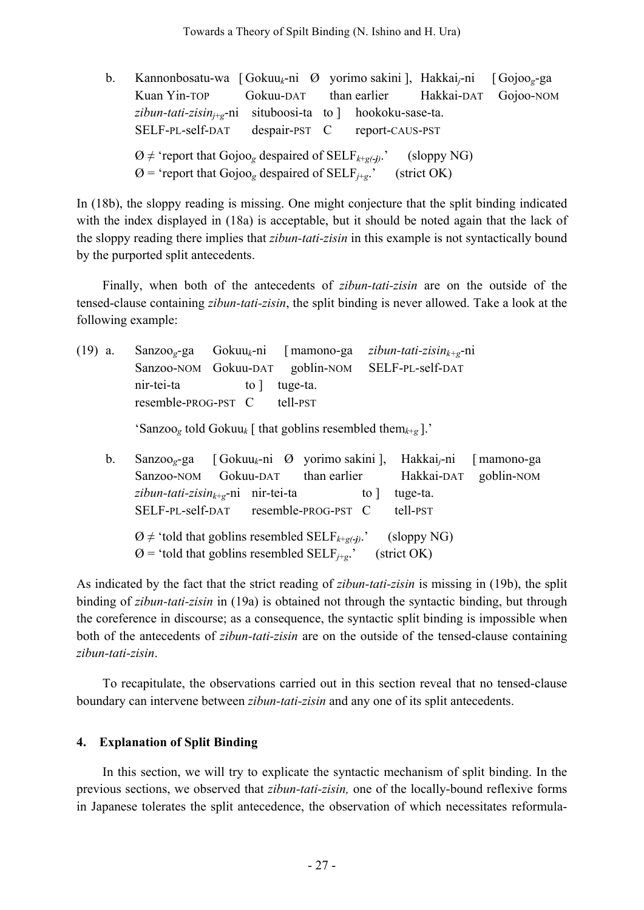b. Kannonbosatu-wa [ Gokuu$_k$-ni Ø yorimo sakini ], Hakkai$_j$-ni [ Gojoo$_g$-ga
   Kuan Yin-TOP Gokuu-DAT than earlier Hakkai-DAT Gojoo-NOM
   *zibun-tati-zisin*$_{j+g}$-ni situboosi-ta to ] hookoku-sase-ta.
   SELF-PL-self-DAT despair-PST C report-CAUS-PST

   Ø ≠ 'report that Gojoo$_g$ despaired of SELF$_{k+g(-j)}$.' (sloppy NG)
   Ø = 'report that Gojoo$_g$ despaired of SELF$_{j+g}$.' (strict OK)

In (18b), the sloppy reading is missing. One might conjecture that the split binding indicated with the index displayed in (18a) is acceptable, but it should be noted again that the lack of the sloppy reading there implies that *zibun-tati-zisin* in this example is not syntactically bound by the purported split antecedents.

Finally, when both of the antecedents of *zibun-tati-zisin* are on the outside of the tensed-clause containing *zibun-tati-zisin*, the split binding is never allowed. Take a look at the following example:

(19) a. Sanzoo$_g$-ga Gokuu$_k$-ni [ mamono-ga *zibun-tati-zisin*$_{k+g}$-ni
   Sanzoo-NOM Gokuu-DAT goblin-NOM SELF-PL-self-DAT
   nir-tei-ta to ] tuge-ta.
   resemble-PROG-PST C tell-PST

   'Sanzoo$_g$ told Gokuu$_k$ [ that goblins resembled them$_{k+g}$ ].'

b. Sanzoo$_g$-ga [ Gokuu$_k$-ni Ø yorimo sakini ], Hakkai$_j$-ni [ mamono-ga
   Sanzoo-NOM Gokuu-DAT than earlier Hakkai-DAT goblin-NOM
   *zibun-tati-zisin*$_{k+g}$-ni nir-tei-ta to ] tuge-ta.
   SELF-PL-self-DAT resemble-PROG-PST C tell-PST

   Ø ≠ 'told that goblins resembled SELF$_{k+g(-j)}$.' (sloppy NG)
   Ø = 'told that goblins resembled SELF$_{j+g}$.' (strict OK)

As indicated by the fact that the strict reading of *zibun-tati-zisin* is missing in (19b), the split binding of *zibun-tati-zisin* in (19a) is obtained not through the syntactic binding, but through the coreference in discourse; as a consequence, the syntactic split binding is impossible when both of the antecedents of *zibun-tati-zisin* are on the outside of the tensed-clause containing *zibun-tati-zisin*.

To recapitulate, the observations carried out in this section reveal that no tensed-clause boundary can intervene between *zibun-tati-zisin* and any one of its split antecedents.

## 4. Explanation of Split Binding

In this section, we will try to explicate the syntactic mechanism of split binding. In the previous sections, we observed that *zibun-tati-zisin,* one of the locally-bound reflexive forms in Japanese tolerates the split antecedence, the observation of which necessitates reformula-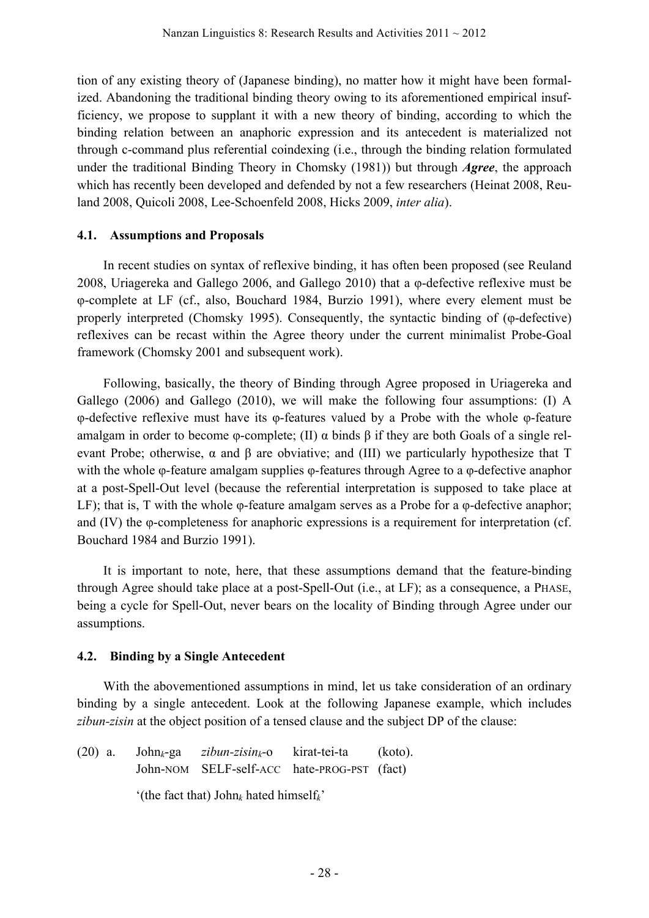tion of any existing theory of (Japanese binding), no matter how it might have been formalized. Abandoning the traditional binding theory owing to its aforementioned empirical insufficiency, we propose to supplant it with a new theory of binding, according to which the binding relation between an anaphoric expression and its antecedent is materialized not through c-command plus referential coindexing (i.e., through the binding relation formulated under the traditional Binding Theory in Chomsky (1981)) but through ***Agree***, the approach which has recently been developed and defended by not a few researchers (Heinat 2008, Reuland 2008, Quicoli 2008, Lee-Schoenfeld 2008, Hicks 2009, *inter alia*).

### 4.1. Assumptions and Proposals

In recent studies on syntax of reflexive binding, it has often been proposed (see Reuland 2008, Uriagereka and Gallego 2006, and Gallego 2010) that a φ-defective reflexive must be φ-complete at LF (cf., also, Bouchard 1984, Burzio 1991), where every element must be properly interpreted (Chomsky 1995). Consequently, the syntactic binding of (φ-defective) reflexives can be recast within the Agree theory under the current minimalist Probe-Goal framework (Chomsky 2001 and subsequent work).

Following, basically, the theory of Binding through Agree proposed in Uriagereka and Gallego (2006) and Gallego (2010), we will make the following four assumptions: (I) A φ-defective reflexive must have its φ-features valued by a Probe with the whole φ-feature amalgam in order to become φ-complete; (II) α binds β if they are both Goals of a single relevant Probe; otherwise, α and β are obviative; and (III) we particularly hypothesize that T with the whole φ-feature amalgam supplies φ-features through Agree to a φ-defective anaphor at a post-Spell-Out level (because the referential interpretation is supposed to take place at LF); that is, T with the whole φ-feature amalgam serves as a Probe for a φ-defective anaphor; and (IV) the φ-completeness for anaphoric expressions is a requirement for interpretation (cf. Bouchard 1984 and Burzio 1991).

It is important to note, here, that these assumptions demand that the feature-binding through Agree should take place at a post-Spell-Out (i.e., at LF); as a consequence, a PHASE, being a cycle for Spell-Out, never bears on the locality of Binding through Agree under our assumptions.

### 4.2. Binding by a Single Antecedent

With the abovementioned assumptions in mind, let us take consideration of an ordinary binding by a single antecedent. Look at the following Japanese example, which includes *zibun-zisin* at the object position of a tensed clause and the subject DP of the clause:

(20) a. John$_k$-ga *zibun-zisin*$_k$-o kirat-tei-ta (koto).
John-NOM SELF-self-ACC hate-PROG-PST (fact)

'(the fact that) John$_k$ hated himself$_k$'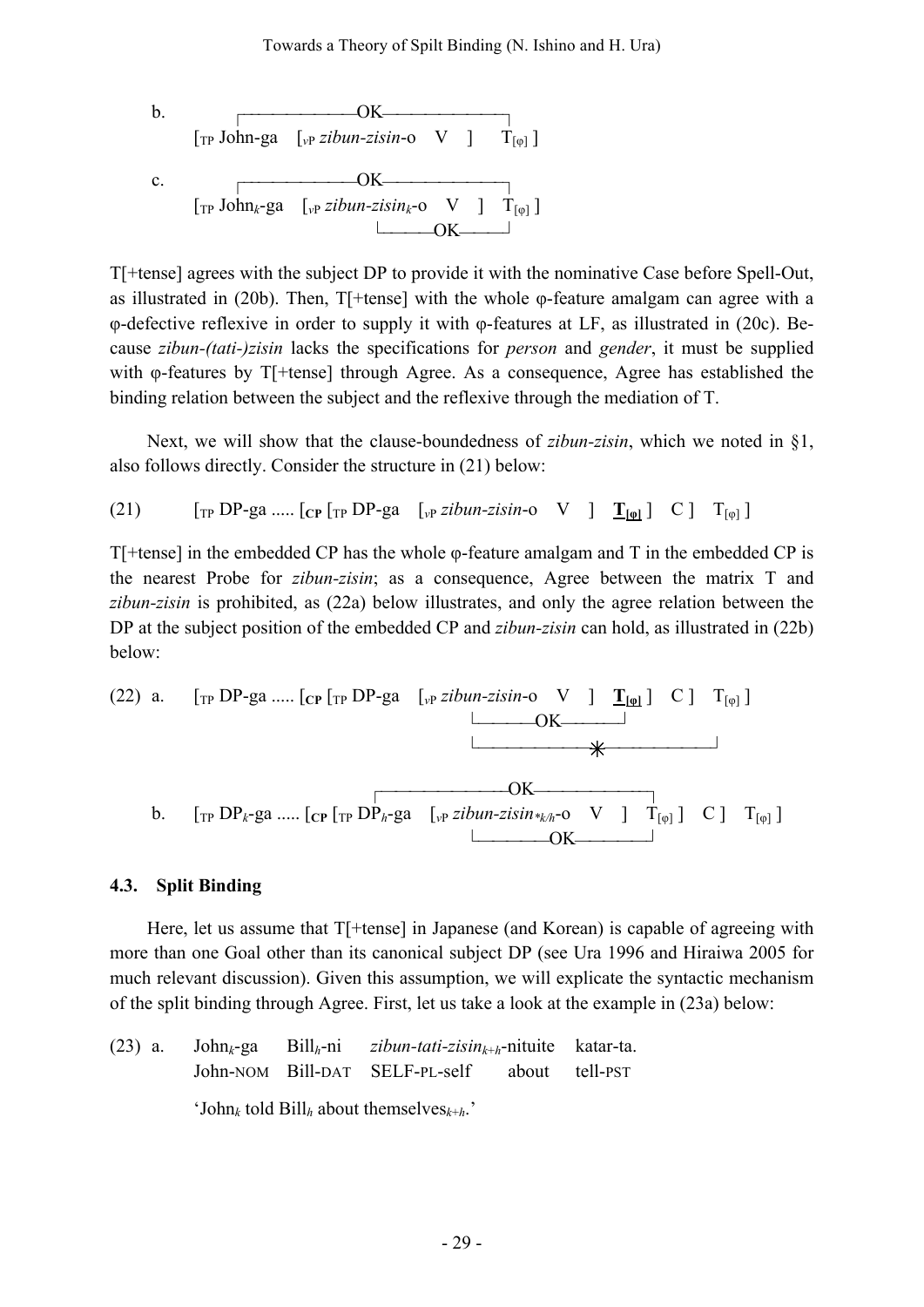b. &nbsp;&nbsp;&nbsp;&nbsp; ┌――――――OK――――――┐
&nbsp;&nbsp;&nbsp;&nbsp;&nbsp;&nbsp;&nbsp;&nbsp;[TP John-ga &nbsp; [vP *zibun-zisin*-o &nbsp; V &nbsp; ] &nbsp;&nbsp; $T_{[\varphi]}$ ]

c. &nbsp;&nbsp;&nbsp;&nbsp; ┌――――――OK――――――┐
&nbsp;&nbsp;&nbsp;&nbsp;&nbsp;&nbsp;&nbsp;&nbsp;[TP John$_k$-ga &nbsp; [vP *zibun-zisin*$_k$-o &nbsp; V &nbsp; ] &nbsp; $T_{[\varphi]}$ ]
&nbsp;&nbsp;&nbsp;&nbsp;&nbsp;&nbsp;&nbsp;&nbsp;&nbsp;&nbsp;&nbsp;&nbsp;&nbsp;&nbsp;&nbsp;&nbsp;&nbsp;&nbsp;&nbsp;&nbsp;&nbsp;&nbsp;&nbsp;&nbsp;&nbsp;&nbsp;&nbsp;&nbsp;&nbsp;&nbsp;&nbsp;&nbsp;&nbsp;&nbsp;&nbsp;&nbsp;&nbsp;&nbsp;└――OK――┘

T[+tense] agrees with the subject DP to provide it with the nominative Case before Spell-Out, as illustrated in (20b). Then, T[+tense] with the whole φ-feature amalgam can agree with a φ-defective reflexive in order to supply it with φ-features at LF, as illustrated in (20c). Because *zibun-(tati-)zisin* lacks the specifications for *person* and *gender*, it must be supplied with φ-features by T[+tense] through Agree. As a consequence, Agree has established the binding relation between the subject and the reflexive through the mediation of T.

Next, we will show that the clause-boundedness of *zibun-zisin*, which we noted in §1, also follows directly. Consider the structure in (21) below:

(21) &nbsp;&nbsp;&nbsp; [TP DP-ga ..... [**CP** [TP DP-ga &nbsp; [vP *zibun-zisin*-o &nbsp; V &nbsp; ] &nbsp; **$\underline{T_{[\varphi]}}$** ] &nbsp; C ] &nbsp; $T_{[\varphi]}$ ]

T[+tense] in the embedded CP has the whole φ-feature amalgam and T in the embedded CP is the nearest Probe for *zibun-zisin*; as a consequence, Agree between the matrix T and *zibun-zisin* is prohibited, as (22a) below illustrates, and only the agree relation between the DP at the subject position of the embedded CP and *zibun-zisin* can hold, as illustrated in (22b) below:

(22) a. &nbsp;&nbsp; [TP DP-ga ..... [**CP** [TP DP-ga &nbsp; [vP *zibun-zisin*-o &nbsp; V &nbsp; ] &nbsp; **$\underline{T_{[\varphi]}}$** ] &nbsp; C ] &nbsp; $T_{[\varphi]}$ ]
&nbsp;&nbsp;&nbsp;&nbsp;&nbsp;&nbsp;&nbsp;&nbsp;&nbsp;&nbsp;&nbsp;&nbsp;&nbsp;&nbsp;&nbsp;&nbsp;&nbsp;&nbsp;&nbsp;&nbsp;&nbsp;&nbsp;&nbsp;&nbsp;&nbsp;&nbsp;&nbsp;&nbsp;&nbsp;&nbsp;&nbsp;&nbsp;&nbsp;&nbsp;&nbsp;&nbsp;&nbsp;&nbsp;&nbsp;&nbsp;&nbsp;&nbsp;&nbsp;&nbsp;└――OK――┘
&nbsp;&nbsp;&nbsp;&nbsp;&nbsp;&nbsp;&nbsp;&nbsp;&nbsp;&nbsp;&nbsp;&nbsp;&nbsp;&nbsp;&nbsp;&nbsp;&nbsp;&nbsp;&nbsp;&nbsp;&nbsp;&nbsp;&nbsp;&nbsp;&nbsp;&nbsp;&nbsp;&nbsp;&nbsp;&nbsp;&nbsp;&nbsp;&nbsp;&nbsp;&nbsp;&nbsp;&nbsp;&nbsp;&nbsp;&nbsp;&nbsp;&nbsp;&nbsp;&nbsp;└――――――*――――――┘

&nbsp;&nbsp;&nbsp;&nbsp;&nbsp;&nbsp;&nbsp;&nbsp;&nbsp;&nbsp;&nbsp;&nbsp;&nbsp;&nbsp;&nbsp;&nbsp;&nbsp;&nbsp;&nbsp;&nbsp;&nbsp;&nbsp;&nbsp;&nbsp;&nbsp;&nbsp;&nbsp;&nbsp;&nbsp;&nbsp;&nbsp;&nbsp;&nbsp;┌――――――OK――――――┐
&nbsp;&nbsp;&nbsp;&nbsp;b. &nbsp;&nbsp; [TP DP$_k$-ga ..... [**CP** [TP DP$_h$-ga &nbsp; [vP *zibun-zisin*$_{*k/h}$-o &nbsp; V &nbsp; ] &nbsp; $T_{[\varphi]}$ ] &nbsp; C ] &nbsp; $T_{[\varphi]}$ ]
&nbsp;&nbsp;&nbsp;&nbsp;&nbsp;&nbsp;&nbsp;&nbsp;&nbsp;&nbsp;&nbsp;&nbsp;&nbsp;&nbsp;&nbsp;&nbsp;&nbsp;&nbsp;&nbsp;&nbsp;&nbsp;&nbsp;&nbsp;&nbsp;&nbsp;&nbsp;&nbsp;&nbsp;&nbsp;&nbsp;&nbsp;&nbsp;&nbsp;&nbsp;&nbsp;&nbsp;&nbsp;&nbsp;&nbsp;&nbsp;&nbsp;&nbsp;&nbsp;&nbsp;&nbsp;└―――OK―――┘

### 4.3. Split Binding

Here, let us assume that T[+tense] in Japanese (and Korean) is capable of agreeing with more than one Goal other than its canonical subject DP (see Ura 1996 and Hiraiwa 2005 for much relevant discussion). Given this assumption, we will explicate the syntactic mechanism of the split binding through Agree. First, let us take a look at the example in (23a) below:

(23) a. &nbsp;&nbsp; John$_k$-ga &nbsp;&nbsp; Bill$_h$-ni &nbsp;&nbsp; *zibun-tati-zisin*$_{k+h}$-nituite &nbsp;&nbsp; katar-ta.
&nbsp;&nbsp;&nbsp;&nbsp;&nbsp;&nbsp;&nbsp;&nbsp;&nbsp;&nbsp;&nbsp;&nbsp;John-NOM &nbsp; Bill-DAT &nbsp; SELF-PL-self &nbsp;&nbsp;&nbsp; about &nbsp;&nbsp; tell-PST
&nbsp;&nbsp;&nbsp;&nbsp;&nbsp;&nbsp;&nbsp;&nbsp;&nbsp;&nbsp;&nbsp;&nbsp;'John$_k$ told Bill$_h$ about themselves$_{k+h}$.'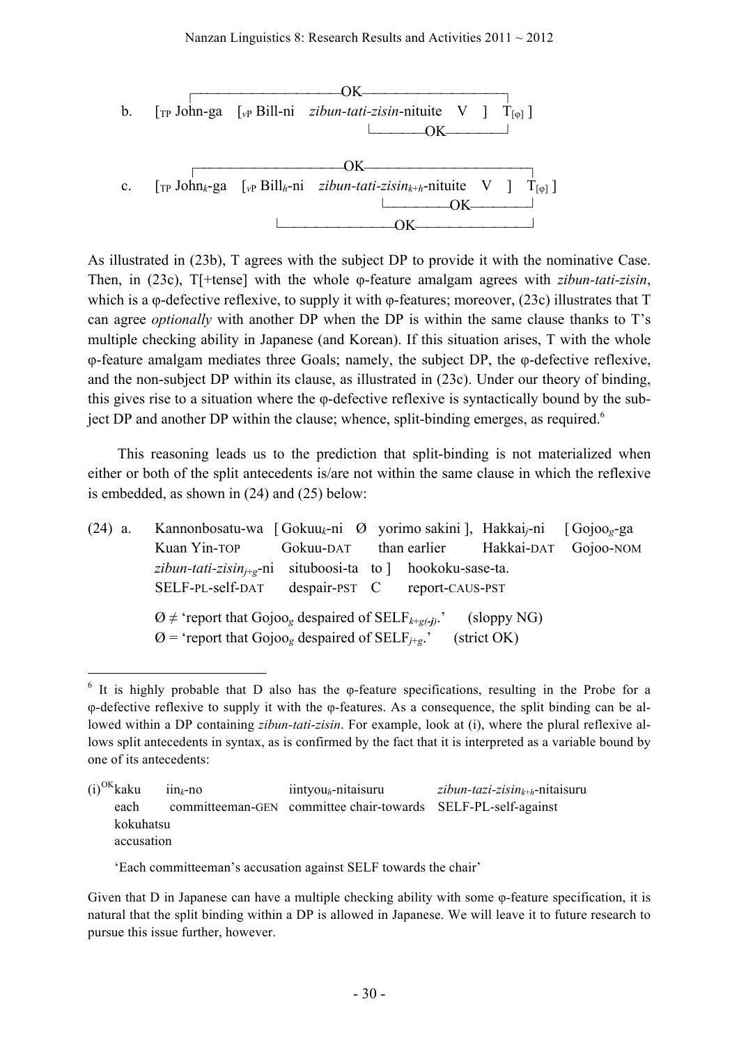b. [$_{TP}$ John-ga [$_{vP}$ Bill-ni *zibun-tati-zisin*-nituite V ] T$_{[\varphi]}$ ]

(OK: T–John-ga; OK: T–*zibun-tati-zisin*)

c. [$_{TP}$ John$_k$-ga [$_{vP}$ Bill$_h$-ni *zibun-tati-zisin*$_{k+h}$-nituite V ] T$_{[\varphi]}$ ]

(OK: T–John$_k$-ga; OK: T–*zibun-tati-zisin*$_{k+h}$; OK: T–Bill$_h$-ni)

As illustrated in (23b), T agrees with the subject DP to provide it with the nominative Case. Then, in (23c), T[+tense] with the whole φ-feature amalgam agrees with *zibun-tati-zisin*, which is a φ-defective reflexive, to supply it with φ-features; moreover, (23c) illustrates that T can agree *optionally* with another DP when the DP is within the same clause thanks to T's multiple checking ability in Japanese (and Korean). If this situation arises, T with the whole φ-feature amalgam mediates three Goals; namely, the subject DP, the φ-defective reflexive, and the non-subject DP within its clause, as illustrated in (23c). Under our theory of binding, this gives rise to a situation where the φ-defective reflexive is syntactically bound by the subject DP and another DP within the clause; whence, split-binding emerges, as required.[6]

This reasoning leads us to the prediction that split-binding is not materialized when either or both of the split antecedents is/are not within the same clause in which the reflexive is embedded, as shown in (24) and (25) below:

(24) a. Kannonbosatu-wa [ Gokuu$_k$-ni Ø yorimo sakini ], Hakkai$_j$-ni [ Gojoo$_g$-ga
Kuan Yin-TOP Gokuu-DAT than earlier Hakkai-DAT Gojoo-NOM
*zibun-tati-zisin*$_{j+g}$-ni situboosi-ta to ] hookoku-sase-ta.
SELF-PL-self-DAT despair-PST C report-CAUS-PST

Ø ≠ 'report that Gojoo$_g$ despaired of SELF$_{k+g(-j)}$.' (sloppy NG)
Ø = 'report that Gojoo$_g$ despaired of SELF$_{j+g}$.' (strict OK)

---

[6] It is highly probable that D also has the φ-feature specifications, resulting in the Probe for a φ-defective reflexive to supply it with the φ-features. As a consequence, the split binding can be allowed within a DP containing *zibun-tati-zisin*. For example, look at (i), where the plural reflexive allows split antecedents in syntax, as is confirmed by the fact that it is interpreted as a variable bound by one of its antecedents:

(i)$^{OK}$kaku iin$_k$-no iintyou$_h$-nitaisuru *zibun-tazi-zisin*$_{k+h}$-nitaisuru
each committeeman-GEN committee chair-towards SELF-PL-self-against
kokuhatsu
accusation

'Each committeeman's accusation against SELF towards the chair'

Given that D in Japanese can have a multiple checking ability with some φ-feature specification, it is natural that the split binding within a DP is allowed in Japanese. We will leave it to future research to pursue this issue further, however.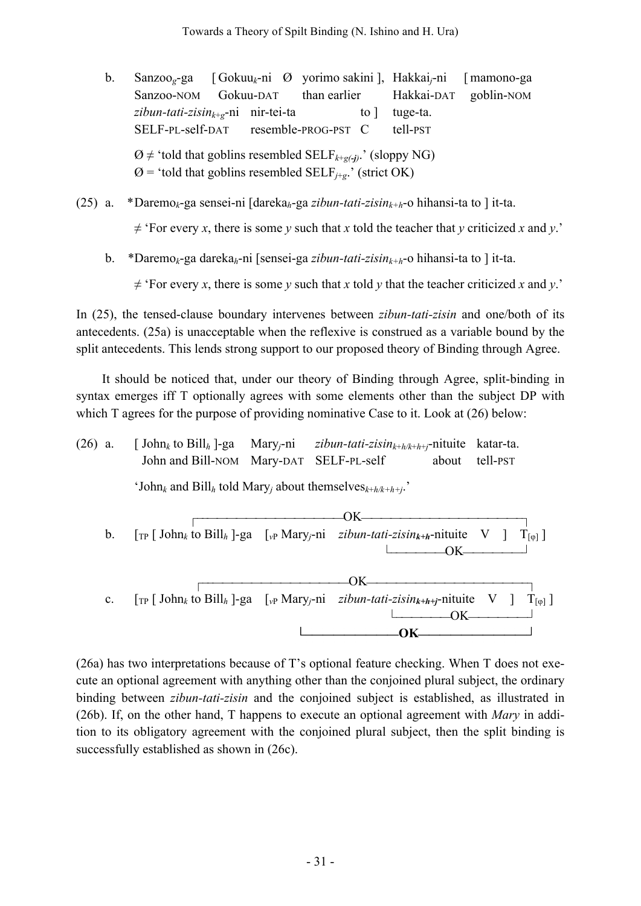b. Sanzoo$_g$-ga [ Gokuu$_k$-ni Ø yorimo sakini ], Hakkai$_j$-ni [ mamono-ga
   Sanzoo-NOM Gokuu-DAT than earlier Hakkai-DAT goblin-NOM
   *zibun-tati-zisin*$_{k+g}$-ni nir-tei-ta to ] tuge-ta.
   SELF-PL-self-DAT resemble-PROG-PST C tell-PST

   Ø ≠ 'told that goblins resembled SELF$_{k+g(-j)}$.' (sloppy NG)
   Ø = 'told that goblins resembled SELF$_{j+g}$.' (strict OK)

(25) a. *Daremo$_k$-ga sensei-ni [dareka$_h$-ga *zibun-tati-zisin*$_{k+h}$-o hihansi-ta to ] it-ta.

   ≠ 'For every *x*, there is some *y* such that *x* told the teacher that *y* criticized *x* and *y*.'

   b. *Daremo$_k$-ga dareka$_h$-ni [sensei-ga *zibun-tati-zisin*$_{k+h}$-o hihansi-ta to ] it-ta.

   ≠ 'For every *x*, there is some *y* such that *x* told *y* that the teacher criticized *x* and *y*.'

In (25), the tensed-clause boundary intervenes between *zibun-tati-zisin* and one/both of its antecedents. (25a) is unacceptable when the reflexive is construed as a variable bound by the split antecedents. This lends strong support to our proposed theory of Binding through Agree.

It should be noticed that, under our theory of Binding through Agree, split-binding in syntax emerges iff T optionally agrees with some elements other than the subject DP with which T agrees for the purpose of providing nominative Case to it. Look at (26) below:

(26) a. [ John$_k$ to Bill$_h$ ]-ga Mary$_j$-ni *zibun-tati-zisin*$_{k+h/k+h+j}$-nituite katar-ta.
   John and Bill-NOM Mary-DAT SELF-PL-self about tell-PST

   'John$_k$ and Bill$_h$ told Mary$_j$ about themselves$_{k+h/k+h+j}$.'

   b. [$_{TP}$ [ John$_k$ to Bill$_h$ ]-ga [$_{vP}$ Mary$_j$-ni *zibun-tati-zisin*$_{k+h}$-nituite V ] T$_{[φ]}$ ]
   (OK: T — [John to Bill]; OK: T — zibun-tati-zisin)

   c. [$_{TP}$ [ John$_k$ to Bill$_h$ ]-ga [$_{vP}$ Mary$_j$-ni *zibun-tati-zisin*$_{k+h+j}$-nituite V ] T$_{[φ]}$ ]
   (OK: T — [John to Bill]; OK: T — zibun-tati-zisin; **OK**: T — Mary)

(26a) has two interpretations because of T's optional feature checking. When T does not execute an optional agreement with anything other than the conjoined plural subject, the ordinary binding between *zibun-tati-zisin* and the conjoined subject is established, as illustrated in (26b). If, on the other hand, T happens to execute an optional agreement with *Mary* in addition to its obligatory agreement with the conjoined plural subject, then the split binding is successfully established as shown in (26c).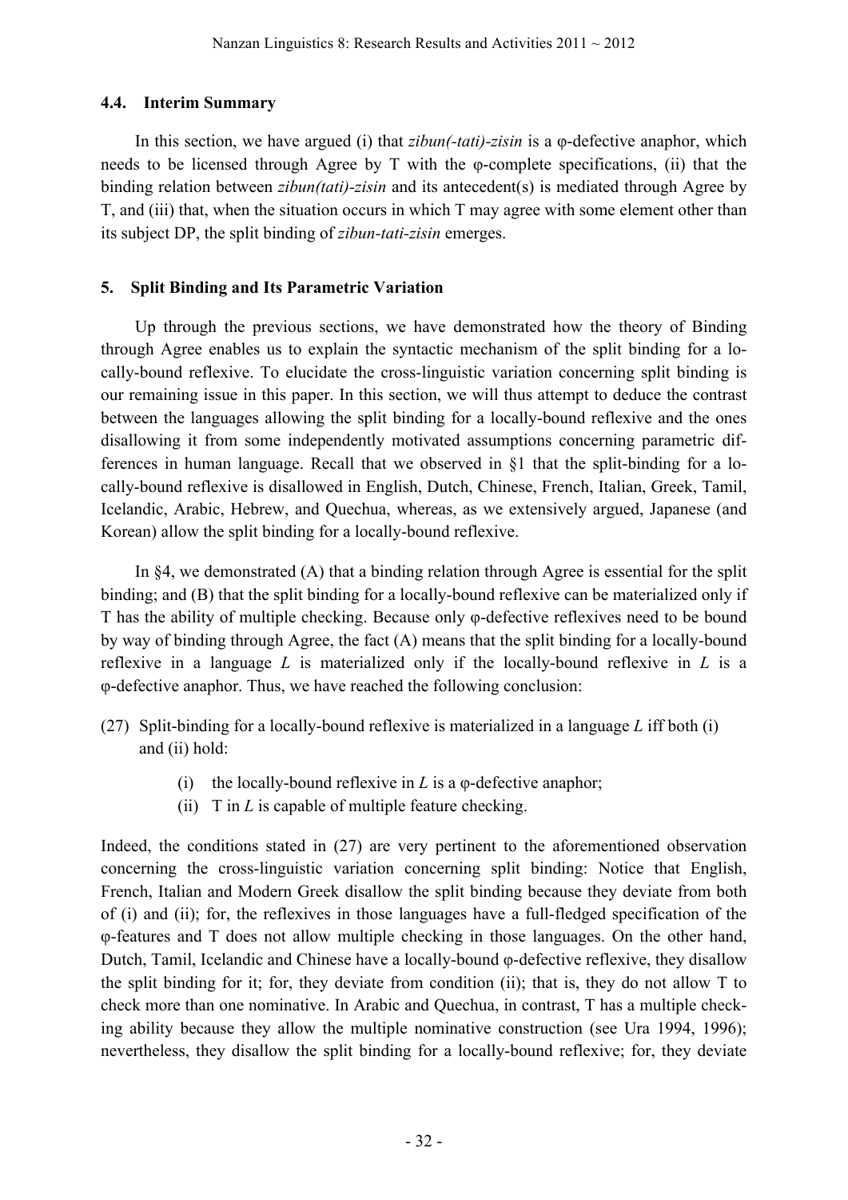### 4.4. Interim Summary

In this section, we have argued (i) that *zibun(-tati)-zisin* is a φ-defective anaphor, which needs to be licensed through Agree by T with the φ-complete specifications, (ii) that the binding relation between *zibun(tati)-zisin* and its antecedent(s) is mediated through Agree by T, and (iii) that, when the situation occurs in which T may agree with some element other than its subject DP, the split binding of *zibun-tati-zisin* emerges.

## 5. Split Binding and Its Parametric Variation

Up through the previous sections, we have demonstrated how the theory of Binding through Agree enables us to explain the syntactic mechanism of the split binding for a locally-bound reflexive. To elucidate the cross-linguistic variation concerning split binding is our remaining issue in this paper. In this section, we will thus attempt to deduce the contrast between the languages allowing the split binding for a locally-bound reflexive and the ones disallowing it from some independently motivated assumptions concerning parametric differences in human language. Recall that we observed in §1 that the split-binding for a locally-bound reflexive is disallowed in English, Dutch, Chinese, French, Italian, Greek, Tamil, Icelandic, Arabic, Hebrew, and Quechua, whereas, as we extensively argued, Japanese (and Korean) allow the split binding for a locally-bound reflexive.

In §4, we demonstrated (A) that a binding relation through Agree is essential for the split binding; and (B) that the split binding for a locally-bound reflexive can be materialized only if T has the ability of multiple checking. Because only φ-defective reflexives need to be bound by way of binding through Agree, the fact (A) means that the split binding for a locally-bound reflexive in a language *L* is materialized only if the locally-bound reflexive in *L* is a φ-defective anaphor. Thus, we have reached the following conclusion:

(27) Split-binding for a locally-bound reflexive is materialized in a language *L* iff both (i) and (ii) hold:

- (i) the locally-bound reflexive in *L* is a φ-defective anaphor;
- (ii) T in *L* is capable of multiple feature checking.

Indeed, the conditions stated in (27) are very pertinent to the aforementioned observation concerning the cross-linguistic variation concerning split binding: Notice that English, French, Italian and Modern Greek disallow the split binding because they deviate from both of (i) and (ii); for, the reflexives in those languages have a full-fledged specification of the φ-features and T does not allow multiple checking in those languages. On the other hand, Dutch, Tamil, Icelandic and Chinese have a locally-bound φ-defective reflexive, they disallow the split binding for it; for, they deviate from condition (ii); that is, they do not allow T to check more than one nominative. In Arabic and Quechua, in contrast, T has a multiple checking ability because they allow the multiple nominative construction (see Ura 1994, 1996); nevertheless, they disallow the split binding for a locally-bound reflexive; for, they deviate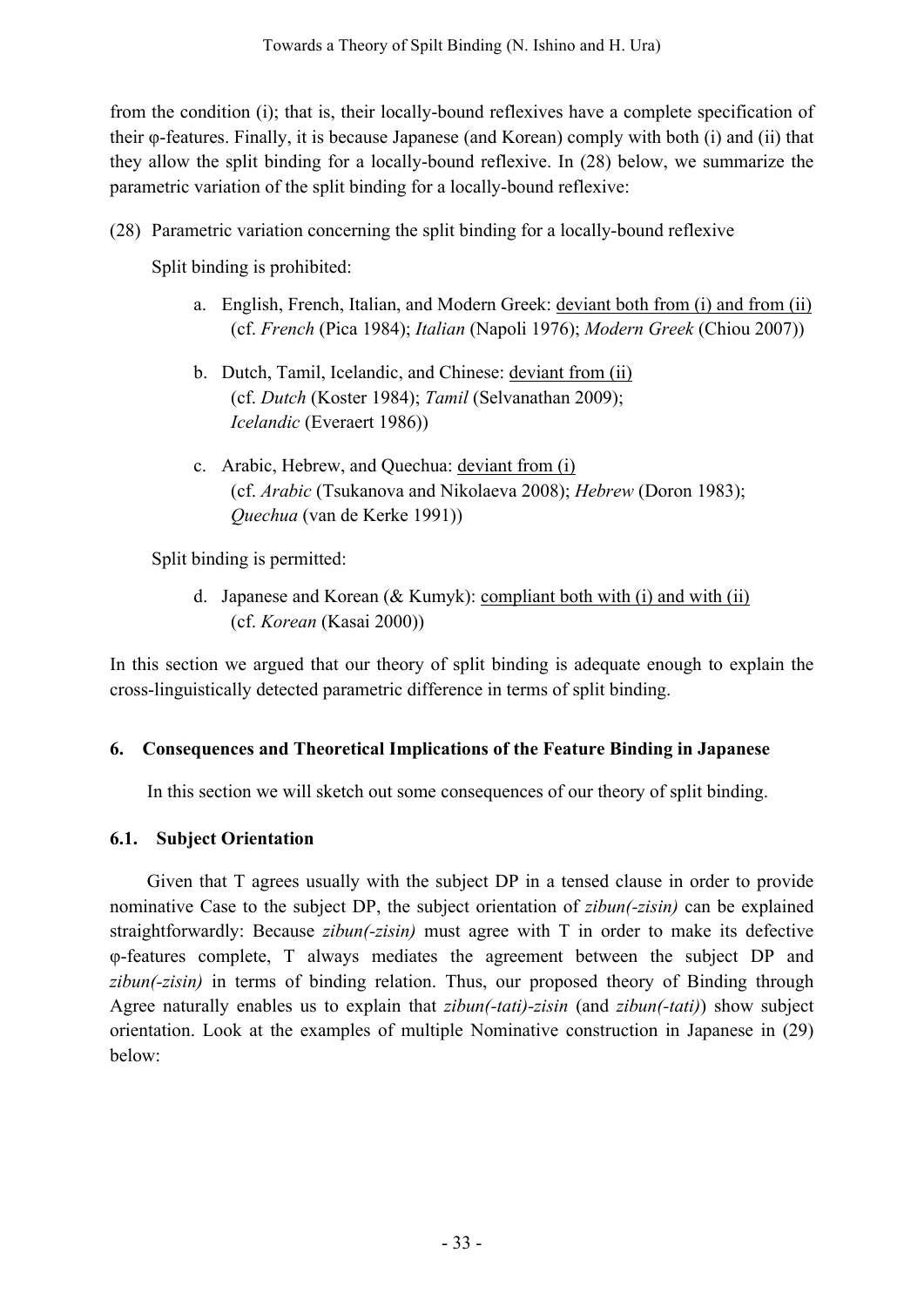from the condition (i); that is, their locally-bound reflexives have a complete specification of their φ-features. Finally, it is because Japanese (and Korean) comply with both (i) and (ii) that they allow the split binding for a locally-bound reflexive. In (28) below, we summarize the parametric variation of the split binding for a locally-bound reflexive:

(28) Parametric variation concerning the split binding for a locally-bound reflexive

Split binding is prohibited:

a. English, French, Italian, and Modern Greek: <u>deviant both from (i) and from (ii)</u>
(cf. *French* (Pica 1984); *Italian* (Napoli 1976); *Modern Greek* (Chiou 2007))

b. Dutch, Tamil, Icelandic, and Chinese: <u>deviant from (ii)</u>
(cf. *Dutch* (Koster 1984); *Tamil* (Selvanathan 2009);
*Icelandic* (Everaert 1986))

c. Arabic, Hebrew, and Quechua: <u>deviant from (i)</u>
(cf. *Arabic* (Tsukanova and Nikolaeva 2008); *Hebrew* (Doron 1983);
*Quechua* (van de Kerke 1991))

Split binding is permitted:

d. Japanese and Korean (& Kumyk): <u>compliant both with (i) and with (ii)</u>
(cf. *Korean* (Kasai 2000))

In this section we argued that our theory of split binding is adequate enough to explain the cross-linguistically detected parametric difference in terms of split binding.

## 6. Consequences and Theoretical Implications of the Feature Binding in Japanese

In this section we will sketch out some consequences of our theory of split binding.

### 6.1. Subject Orientation

Given that T agrees usually with the subject DP in a tensed clause in order to provide nominative Case to the subject DP, the subject orientation of *zibun(-zisin)* can be explained straightforwardly: Because *zibun(-zisin)* must agree with T in order to make its defective φ-features complete, T always mediates the agreement between the subject DP and *zibun(-zisin)* in terms of binding relation. Thus, our proposed theory of Binding through Agree naturally enables us to explain that *zibun(-tati)-zisin* (and *zibun(-tati)*) show subject orientation. Look at the examples of multiple Nominative construction in Japanese in (29) below: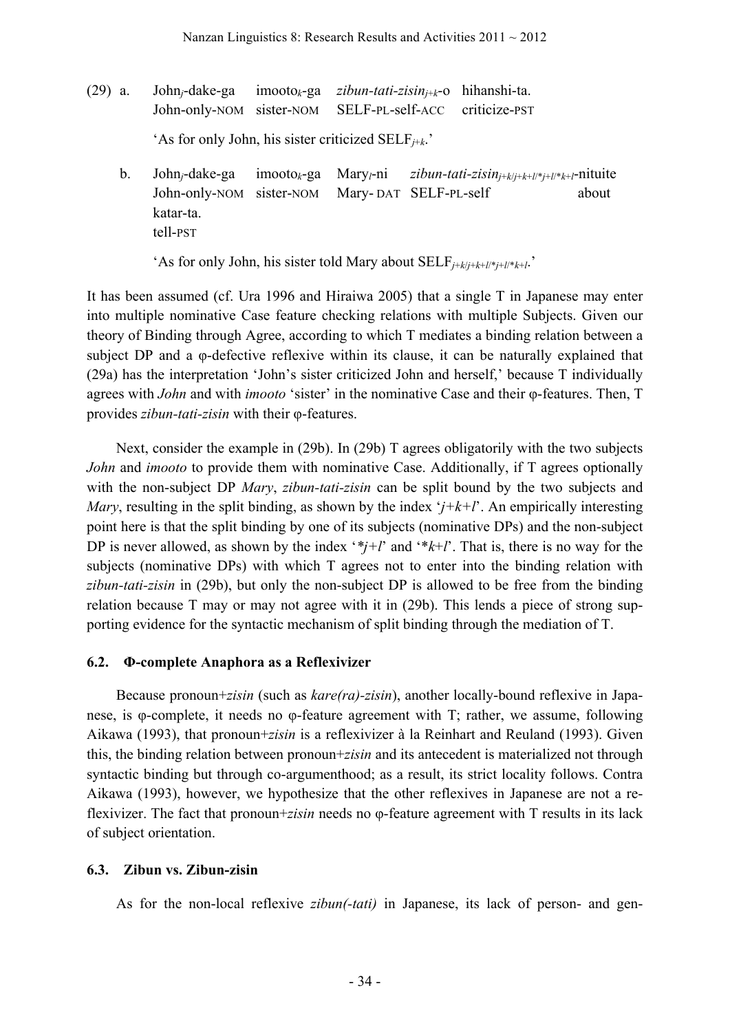(29) a. John$_j$-dake-ga imooto$_k$-ga *zibun-tati-zisin*$_{j+k}$-o hihanshi-ta.
John-only-NOM sister-NOM SELF-PL-self-ACC criticize-PST

'As for only John, his sister criticized SELF$_{j+k}$.'

b. John$_j$-dake-ga imooto$_k$-ga Mary$_l$-ni *zibun-tati-zisin*$_{j+k/j+k+l/*j+l/*k+l}$-nituite katar-ta.
John-only-NOM sister-NOM Mary- DAT SELF-PL-self about tell-PST

'As for only John, his sister told Mary about SELF$_{j+k/j+k+l/*j+l/*k+l}$.'

It has been assumed (cf. Ura 1996 and Hiraiwa 2005) that a single T in Japanese may enter into multiple nominative Case feature checking relations with multiple Subjects. Given our theory of Binding through Agree, according to which T mediates a binding relation between a subject DP and a φ-defective reflexive within its clause, it can be naturally explained that (29a) has the interpretation 'John's sister criticized John and herself,' because T individually agrees with *John* and with *imooto* 'sister' in the nominative Case and their φ-features. Then, T provides *zibun-tati-zisin* with their φ-features.

Next, consider the example in (29b). In (29b) T agrees obligatorily with the two subjects *John* and *imooto* to provide them with nominative Case. Additionally, if T agrees optionally with the non-subject DP *Mary*, *zibun-tati-zisin* can be split bound by the two subjects and *Mary*, resulting in the split binding, as shown by the index '$j+k+l$'. An empirically interesting point here is that the split binding by one of its subjects (nominative DPs) and the non-subject DP is never allowed, as shown by the index '$*j+l$' and '$*k+l$'. That is, there is no way for the subjects (nominative DPs) with which T agrees not to enter into the binding relation with *zibun-tati-zisin* in (29b), but only the non-subject DP is allowed to be free from the binding relation because T may or may not agree with it in (29b). This lends a piece of strong supporting evidence for the syntactic mechanism of split binding through the mediation of T.

### 6.2. Φ-complete Anaphora as a Reflexivizer

Because pronoun+*zisin* (such as *kare(ra)-zisin*), another locally-bound reflexive in Japanese, is φ-complete, it needs no φ-feature agreement with T; rather, we assume, following Aikawa (1993), that pronoun+*zisin* is a reflexivizer à la Reinhart and Reuland (1993). Given this, the binding relation between pronoun+*zisin* and its antecedent is materialized not through syntactic binding but through co-argumenthood; as a result, its strict locality follows. Contra Aikawa (1993), however, we hypothesize that the other reflexives in Japanese are not a reflexivizer. The fact that pronoun+*zisin* needs no φ-feature agreement with T results in its lack of subject orientation.

### 6.3. Zibun vs. Zibun-zisin

As for the non-local reflexive *zibun(-tati)* in Japanese, its lack of person- and gen-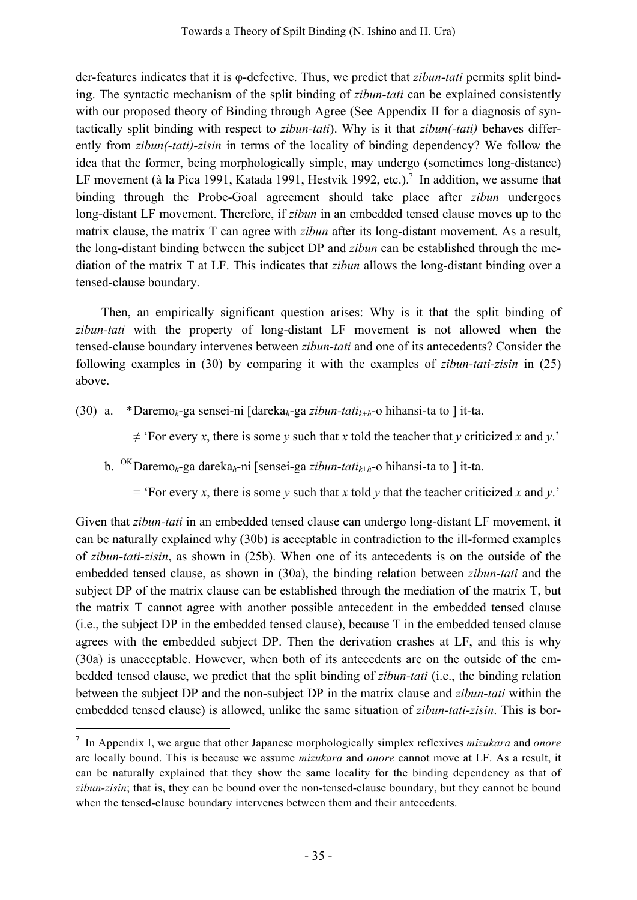der-features indicates that it is φ-defective. Thus, we predict that *zibun-tati* permits split binding. The syntactic mechanism of the split binding of *zibun-tati* can be explained consistently with our proposed theory of Binding through Agree (See Appendix II for a diagnosis of syntactically split binding with respect to *zibun-tati*). Why is it that *zibun(-tati)* behaves differently from *zibun(-tati)-zisin* in terms of the locality of binding dependency? We follow the idea that the former, being morphologically simple, may undergo (sometimes long-distance) LF movement (à la Pica 1991, Katada 1991, Hestvik 1992, etc.).[7] In addition, we assume that binding through the Probe-Goal agreement should take place after *zibun* undergoes long-distant LF movement. Therefore, if *zibun* in an embedded tensed clause moves up to the matrix clause, the matrix T can agree with *zibun* after its long-distant movement. As a result, the long-distant binding between the subject DP and *zibun* can be established through the mediation of the matrix T at LF. This indicates that *zibun* allows the long-distant binding over a tensed-clause boundary.

Then, an empirically significant question arises: Why is it that the split binding of *zibun-tati* with the property of long-distant LF movement is not allowed when the tensed-clause boundary intervenes between *zibun-tati* and one of its antecedents? Consider the following examples in (30) by comparing it with the examples of *zibun-tati-zisin* in (25) above.

(30) a. *Daremo$_k$-ga sensei-ni [dareka$_h$-ga *zibun-tati*$_{k+h}$-o hihansi-ta to ] it-ta.

≠ 'For every *x*, there is some *y* such that *x* told the teacher that *y* criticized *x* and *y*.'

b. [OK]Daremo$_k$-ga dareka$_h$-ni [sensei-ga *zibun-tati*$_{k+h}$-o hihansi-ta to ] it-ta.

= 'For every *x*, there is some *y* such that *x* told *y* that the teacher criticized *x* and *y*.'

Given that *zibun-tati* in an embedded tensed clause can undergo long-distant LF movement, it can be naturally explained why (30b) is acceptable in contradiction to the ill-formed examples of *zibun-tati-zisin*, as shown in (25b). When one of its antecedents is on the outside of the embedded tensed clause, as shown in (30a), the binding relation between *zibun-tati* and the subject DP of the matrix clause can be established through the mediation of the matrix T, but the matrix T cannot agree with another possible antecedent in the embedded tensed clause (i.e., the subject DP in the embedded tensed clause), because T in the embedded tensed clause agrees with the embedded subject DP. Then the derivation crashes at LF, and this is why (30a) is unacceptable. However, when both of its antecedents are on the outside of the embedded tensed clause, we predict that the split binding of *zibun-tati* (i.e., the binding relation between the subject DP and the non-subject DP in the matrix clause and *zibun-tati* within the embedded tensed clause) is allowed, unlike the same situation of *zibun-tati-zisin*. This is bor-

[7] In Appendix I, we argue that other Japanese morphologically simplex reflexives *mizukara* and *onore* are locally bound. This is because we assume *mizukara* and *onore* cannot move at LF. As a result, it can be naturally explained that they show the same locality for the binding dependency as that of *zibun-zisin*; that is, they can be bound over the non-tensed-clause boundary, but they cannot be bound when the tensed-clause boundary intervenes between them and their antecedents.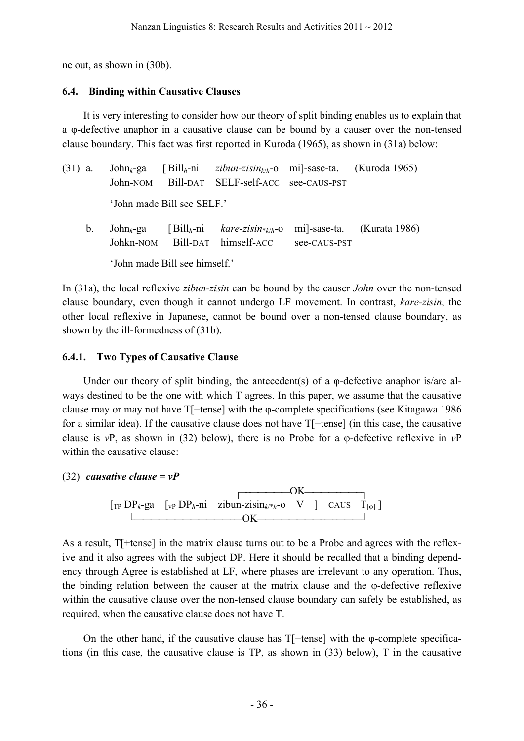ne out, as shown in (30b).

### 6.4. Binding within Causative Clauses

It is very interesting to consider how our theory of split binding enables us to explain that a φ-defective anaphor in a causative clause can be bound by a causer over the non-tensed clause boundary. This fact was first reported in Kuroda (1965), as shown in (31a) below:

(31) a. John$_k$-ga [ Bill$_h$-ni *zibun-zisin$_{k/h}$*-o mi]-sase-ta. (Kuroda 1965)
John-NOM Bill-DAT SELF-self-ACC see-CAUS-PST

'John made Bill see SELF.'

b. John$_k$-ga [ Bill$_h$-ni *kare-zisin$_{*k/h}$*-o mi]-sase-ta. (Kurata 1986)
Johkn-NOM Bill-DAT himself-ACC see-CAUS-PST

'John made Bill see himself.'

In (31a), the local reflexive *zibun-zisin* can be bound by the causer *John* over the non-tensed clause boundary, even though it cannot undergo LF movement. In contrast, *kare-zisin*, the other local reflexive in Japanese, cannot be bound over a non-tensed clause boundary, as shown by the ill-formedness of (31b).

#### 6.4.1. Two Types of Causative Clause

Under our theory of split binding, the antecedent(s) of a φ-defective anaphor is/are always destined to be the one with which T agrees. In this paper, we assume that the causative clause may or may not have T[−tense] with the φ-complete specifications (see Kitagawa 1986 for a similar idea). If the causative clause does not have T[−tense] (in this case, the causative clause is *v*P, as shown in (32) below), there is no Probe for a φ-defective reflexive in *v*P within the causative clause:

(32) ***causative clause = vP***

[$_{TP}$ DP$_k$-ga [$_{vP}$ DP$_h$-ni zibun-zisin$_{k/*h}$-o V ] CAUS T$_{[φ]}$ ]
(OK: T$_{[φ]}$ — zibun-zisin; OK: T$_{[φ]}$ — DP$_k$)

As a result, T[+tense] in the matrix clause turns out to be a Probe and agrees with the reflexive and it also agrees with the subject DP. Here it should be recalled that a binding dependency through Agree is established at LF, where phases are irrelevant to any operation. Thus, the binding relation between the causer at the matrix clause and the φ-defective reflexive within the causative clause over the non-tensed clause boundary can safely be established, as required, when the causative clause does not have T.

On the other hand, if the causative clause has T[−tense] with the φ-complete specifications (in this case, the causative clause is TP, as shown in (33) below), T in the causative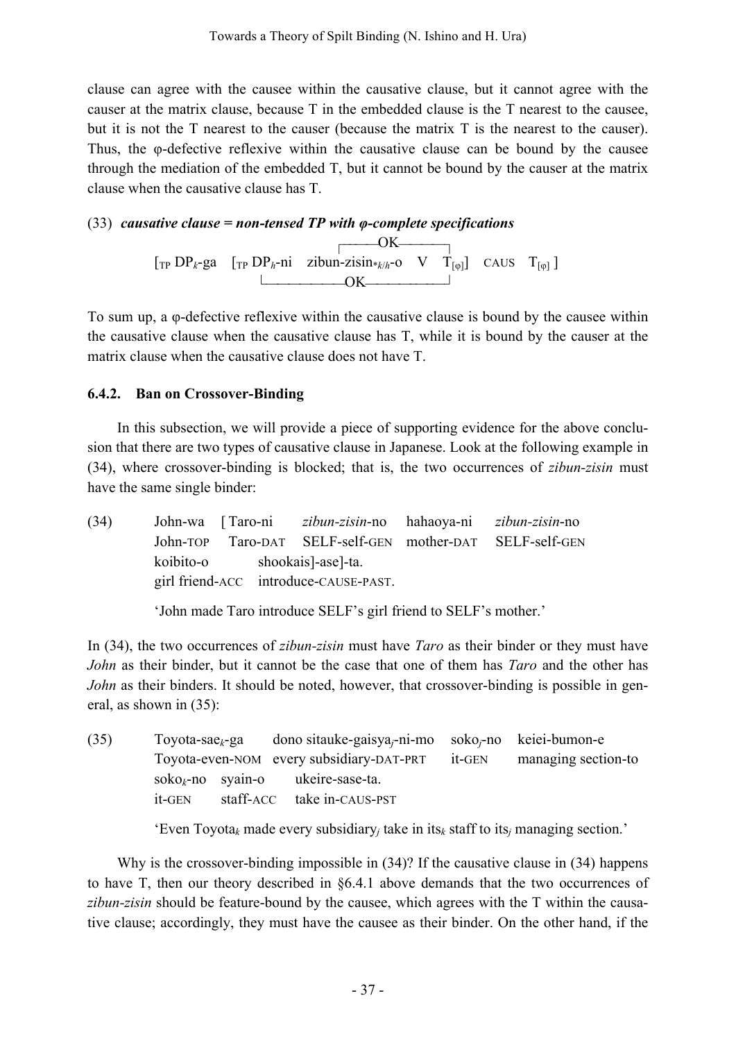clause can agree with the causee within the causative clause, but it cannot agree with the causer at the matrix clause, because T in the embedded clause is the T nearest to the causee, but it is not the T nearest to the causer (because the matrix T is the nearest to the causer). Thus, the φ-defective reflexive within the causative clause can be bound by the causee through the mediation of the embedded T, but it cannot be bound by the causer at the matrix clause when the causative clause has T.

(33) ***causative clause = non-tensed TP with φ-complete specifications***

$$[_{TP}\ DP_k\text{-ga}\ \ [_{TP}\ DP_h\text{-ni}\ \ \text{zibun-zisin}_{*k/h}\text{-o}\ \ V\ \ T_{[\varphi]}]\ \ \text{CAUS}\ \ T_{[\varphi]}\ ]$$

(OK: zibun-zisin — $T_{[\varphi]}$; OK: $DP_h$ — $T_{[\varphi]}$)

To sum up, a φ-defective reflexive within the causative clause is bound by the causee within the causative clause when the causative clause has T, while it is bound by the causer at the matrix clause when the causative clause does not have T.

#### 6.4.2. Ban on Crossover-Binding

In this subsection, we will provide a piece of supporting evidence for the above conclusion that there are two types of causative clause in Japanese. Look at the following example in (34), where crossover-binding is blocked; that is, the two occurrences of *zibun-zisin* must have the same single binder:

(34) John-wa [ Taro-ni *zibun-zisin*-no hahaoya-ni *zibun-zisin*-no
John-TOP Taro-DAT SELF-self-GEN mother-DAT SELF-self-GEN
koibito-o shookais]-ase]-ta.
girl friend-ACC introduce-CAUSE-PAST.

'John made Taro introduce SELF's girl friend to SELF's mother.'

In (34), the two occurrences of *zibun-zisin* must have *Taro* as their binder or they must have *John* as their binder, but it cannot be the case that one of them has *Taro* and the other has *John* as their binders. It should be noted, however, that crossover-binding is possible in general, as shown in (35):

(35) Toyota-sae$_k$-ga dono sitauke-gaisya$_j$-ni-mo soko$_j$-no keiei-bumon-e
Toyota-even-NOM every subsidiary-DAT-PRT it-GEN managing section-to
soko$_k$-no syain-o ukeire-sase-ta.
it-GEN staff-ACC take in-CAUS-PST

'Even Toyota$_k$ made every subsidiary$_j$ take in its$_k$ staff to its$_j$ managing section.'

Why is the crossover-binding impossible in (34)? If the causative clause in (34) happens to have T, then our theory described in §6.4.1 above demands that the two occurrences of *zibun-zisin* should be feature-bound by the causee, which agrees with the T within the causative clause; accordingly, they must have the causee as their binder. On the other hand, if the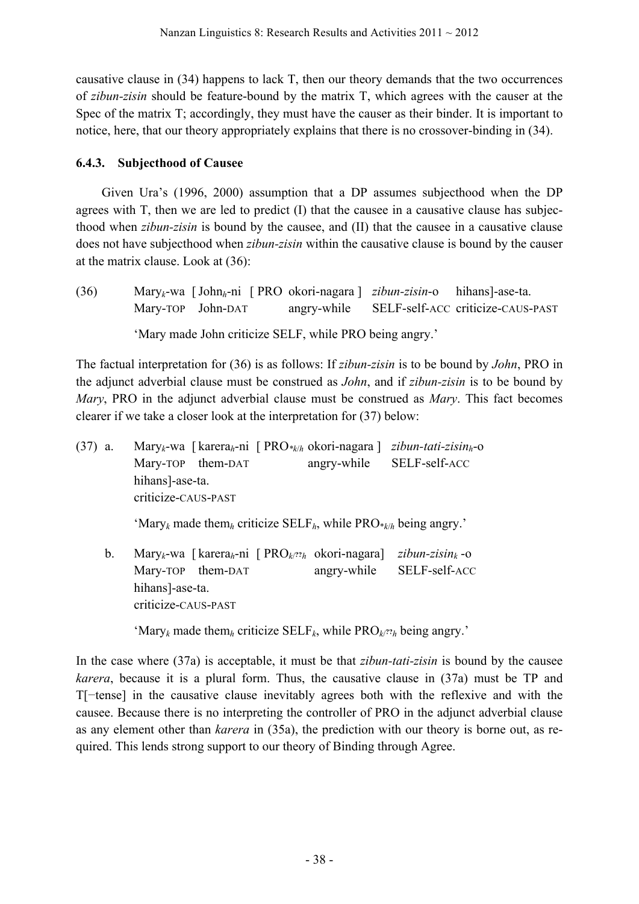causative clause in (34) happens to lack T, then our theory demands that the two occurrences of *zibun-zisin* should be feature-bound by the matrix T, which agrees with the causer at the Spec of the matrix T; accordingly, they must have the causer as their binder. It is important to notice, here, that our theory appropriately explains that there is no crossover-binding in (34).

### 6.4.3. Subjecthood of Causee

Given Ura's (1996, 2000) assumption that a DP assumes subjecthood when the DP agrees with T, then we are led to predict (I) that the causee in a causative clause has subjecthood when *zibun-zisin* is bound by the causee, and (II) that the causee in a causative clause does not have subjecthood when *zibun-zisin* within the causative clause is bound by the causer at the matrix clause. Look at (36):

(36) Mary$_k$-wa [ John$_h$-ni [ PRO okori-nagara ] *zibun-zisin*-o hihans]-ase-ta.
Mary-TOP John-DAT angry-while SELF-self-ACC criticize-CAUS-PAST

'Mary made John criticize SELF, while PRO being angry.'

The factual interpretation for (36) is as follows: If *zibun-zisin* is to be bound by *John*, PRO in the adjunct adverbial clause must be construed as *John*, and if *zibun-zisin* is to be bound by *Mary*, PRO in the adjunct adverbial clause must be construed as *Mary*. This fact becomes clearer if we take a closer look at the interpretation for (37) below:

(37) a. Mary$_k$-wa [ karera$_h$-ni [ PRO$_{*k/h}$ okori-nagara ] *zibun-tati-zisin*$_h$-o hihans]-ase-ta.
Mary-TOP them-DAT angry-while SELF-self-ACC criticize-CAUS-PAST

'Mary$_k$ made them$_h$ criticize SELF$_h$, while PRO$_{*k/h}$ being angry.'

b. Mary$_k$-wa [ karera$_h$-ni [ PRO$_{k/??h}$ okori-nagara] *zibun-zisin*$_k$ -o hihans]-ase-ta.
Mary-TOP them-DAT angry-while SELF-self-ACC criticize-CAUS-PAST

'Mary$_k$ made them$_h$ criticize SELF$_k$, while PRO$_{k/??h}$ being angry.'

In the case where (37a) is acceptable, it must be that *zibun-tati-zisin* is bound by the causee *karera*, because it is a plural form. Thus, the causative clause in (37a) must be TP and T[−tense] in the causative clause inevitably agrees both with the reflexive and with the causee. Because there is no interpreting the controller of PRO in the adjunct adverbial clause as any element other than *karera* in (35a), the prediction with our theory is borne out, as required. This lends strong support to our theory of Binding through Agree.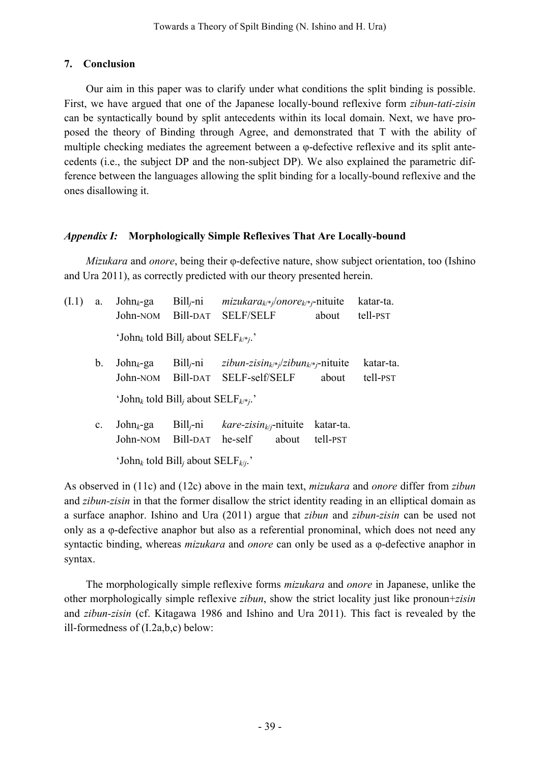## 7. Conclusion

Our aim in this paper was to clarify under what conditions the split binding is possible. First, we have argued that one of the Japanese locally-bound reflexive form *zibun-tati-zisin* can be syntactically bound by split antecedents within its local domain. Next, we have proposed the theory of Binding through Agree, and demonstrated that T with the ability of multiple checking mediates the agreement between a φ-defective reflexive and its split antecedents (i.e., the subject DP and the non-subject DP). We also explained the parametric difference between the languages allowing the split binding for a locally-bound reflexive and the ones disallowing it.

### *Appendix I:* Morphologically Simple Reflexives That Are Locally-bound

*Mizukara* and *onore*, being their φ-defective nature, show subject orientation, too (Ishino and Ura 2011), as correctly predicted with our theory presented herein.

(I.1) a. John$_k$-ga Bill$_j$-ni *mizukara*$_{k/*j}$/*onore*$_{k/*j}$-nituite katar-ta.
John-NOM Bill-DAT SELF/SELF about tell-PST
'John$_k$ told Bill$_j$ about SELF$_{k/*j}$.'

b. John$_k$-ga Bill$_j$-ni *zibun-zisin*$_{k/*j}$/*zibun*$_{k/*j}$-nituite katar-ta.
John-NOM Bill-DAT SELF-self/SELF about tell-PST
'John$_k$ told Bill$_j$ about SELF$_{k/*j}$.'

c. John$_k$-ga Bill$_j$-ni *kare-zisin*$_{k/j}$-nituite katar-ta.
John-NOM Bill-DAT he-self about tell-PST
'John$_k$ told Bill$_j$ about SELF$_{k/j}$.'

As observed in (11c) and (12c) above in the main text, *mizukara* and *onore* differ from *zibun* and *zibun-zisin* in that the former disallow the strict identity reading in an elliptical domain as a surface anaphor. Ishino and Ura (2011) argue that *zibun* and *zibun-zisin* can be used not only as a φ-defective anaphor but also as a referential pronominal, which does not need any syntactic binding, whereas *mizukara* and *onore* can only be used as a φ-defective anaphor in syntax.

The morphologically simple reflexive forms *mizukara* and *onore* in Japanese, unlike the other morphologically simple reflexive *zibun*, show the strict locality just like pronoun+*zisin* and *zibun-zisin* (cf. Kitagawa 1986 and Ishino and Ura 2011). This fact is revealed by the ill-formedness of (I.2a,b,c) below: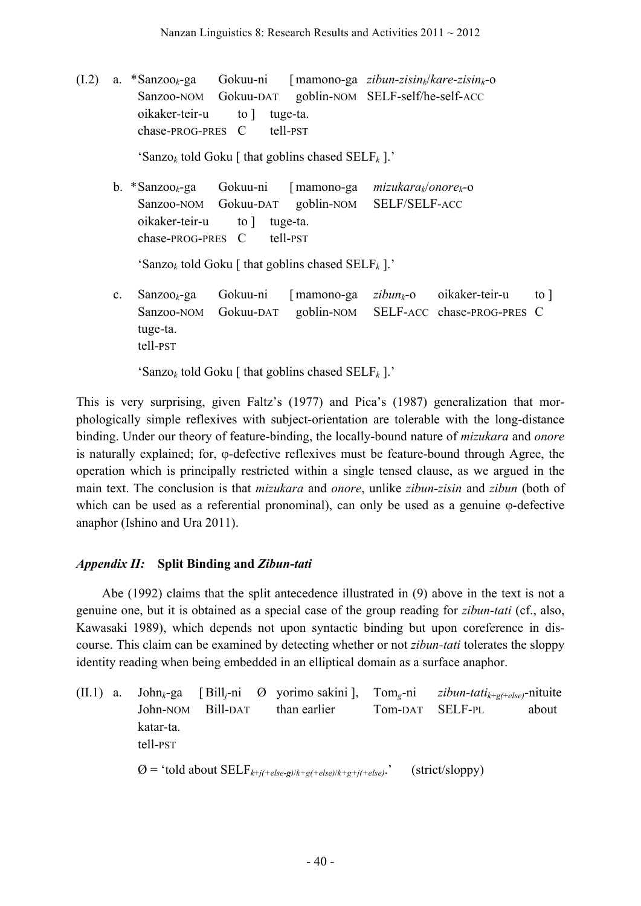(I.2) a. *Sanzoo$_k$-ga Gokuu-ni [ mamono-ga *zibun-zisin$_k$*/*kare-zisin$_k$*-o
Sanzoo-NOM Gokuu-DAT goblin-NOM SELF-self/he-self-ACC
oikaker-teir-u to ] tuge-ta.
chase-PROG-PRES C tell-PST

'Sanzo$_k$ told Goku [ that goblins chased SELF$_k$ ].'

b. *Sanzoo$_k$-ga Gokuu-ni [ mamono-ga *mizukara$_k$*/*onore$_k$*-o
Sanzoo-NOM Gokuu-DAT goblin-NOM SELF/SELF-ACC
oikaker-teir-u to ] tuge-ta.
chase-PROG-PRES C tell-PST

'Sanzo$_k$ told Goku [ that goblins chased SELF$_k$ ].'

c. Sanzoo$_k$-ga Gokuu-ni [ mamono-ga *zibun$_k$*-o oikaker-teir-u to ]
Sanzoo-NOM Gokuu-DAT goblin-NOM SELF-ACC chase-PROG-PRES C
tuge-ta.
tell-PST

'Sanzo$_k$ told Goku [ that goblins chased SELF$_k$ ].'

This is very surprising, given Faltz's (1977) and Pica's (1987) generalization that morphologically simple reflexives with subject-orientation are tolerable with the long-distance binding. Under our theory of feature-binding, the locally-bound nature of *mizukara* and *onore* is naturally explained; for, φ-defective reflexives must be feature-bound through Agree, the operation which is principally restricted within a single tensed clause, as we argued in the main text. The conclusion is that *mizukara* and *onore*, unlike *zibun-zisin* and *zibun* (both of which can be used as a referential pronominal), can only be used as a genuine φ-defective anaphor (Ishino and Ura 2011).

### *Appendix II:* Split Binding and *Zibun-tati*

Abe (1992) claims that the split antecedence illustrated in (9) above in the text is not a genuine one, but it is obtained as a special case of the group reading for *zibun-tati* (cf., also, Kawasaki 1989), which depends not upon syntactic binding but upon coreference in discourse. This claim can be examined by detecting whether or not *zibun-tati* tolerates the sloppy identity reading when being embedded in an elliptical domain as a surface anaphor.

(II.1) a. John$_k$-ga [ Bill$_j$-ni Ø yorimo sakini ], Tom$_g$-ni *zibun-tati$_{k+g(+else)}$*-nituite
John-NOM Bill-DAT than earlier Tom-DAT SELF-PL about
katar-ta.
tell-PST

Ø = 'told about SELF$_{k+j(+else-\mathbf{g})/k+g(+else)/k+g+j(+else)}$.' (strict/sloppy)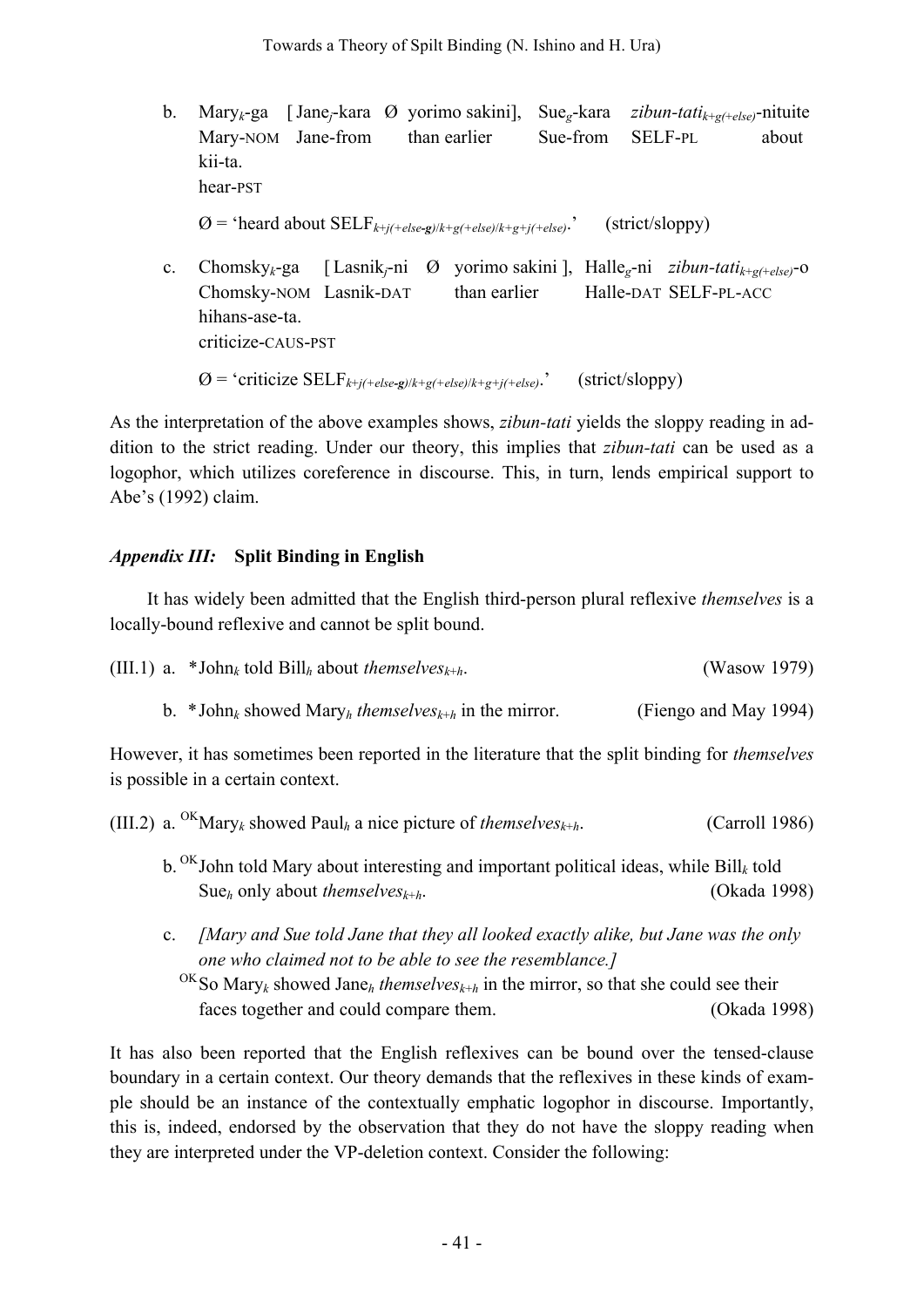b. Mary$_k$-ga [ Jane$_j$-kara Ø yorimo sakini], Sue$_g$-kara *zibun-tati*$_{k+g(+else)}$-nituite kii-ta.
Mary-NOM Jane-from than earlier Sue-from SELF-PL about hear-PST

Ø = 'heard about SELF$_{k+j(+else\text{-}g)/k+g(+else)/k+g+j(+else)}$.' (strict/sloppy)

c. Chomsky$_k$-ga [ Lasnik$_j$-ni Ø yorimo sakini ], Halle$_g$-ni *zibun-tati*$_{k+g(+else)}$-o hihans-ase-ta.
Chomsky-NOM Lasnik-DAT than earlier Halle-DAT SELF-PL-ACC criticize-CAUS-PST

Ø = 'criticize SELF$_{k+j(+else\text{-}g)/k+g(+else)/k+g+j(+else)}$.' (strict/sloppy)

As the interpretation of the above examples shows, *zibun-tati* yields the sloppy reading in addition to the strict reading. Under our theory, this implies that *zibun-tati* can be used as a logophor, which utilizes coreference in discourse. This, in turn, lends empirical support to Abe's (1992) claim.

### *Appendix III:* Split Binding in English

It has widely been admitted that the English third-person plural reflexive *themselves* is a locally-bound reflexive and cannot be split bound.

(III.1) a. *John$_k$ told Bill$_h$ about *themselves*$_{k+h}$. (Wasow 1979)

b. *John$_k$ showed Mary$_h$ *themselves*$_{k+h}$ in the mirror. (Fiengo and May 1994)

However, it has sometimes been reported in the literature that the split binding for *themselves* is possible in a certain context.

(III.2) a. OKMary$_k$ showed Paul$_h$ a nice picture of *themselves*$_{k+h}$. (Carroll 1986)

b. OKJohn told Mary about interesting and important political ideas, while Bill$_k$ told Sue$_h$ only about *themselves*$_{k+h}$. (Okada 1998)

c. *[Mary and Sue told Jane that they all looked exactly alike, but Jane was the only one who claimed not to be able to see the resemblance.]*
OKSo Mary$_k$ showed Jane$_h$ *themselves*$_{k+h}$ in the mirror, so that she could see their faces together and could compare them. (Okada 1998)

It has also been reported that the English reflexives can be bound over the tensed-clause boundary in a certain context. Our theory demands that the reflexives in these kinds of example should be an instance of the contextually emphatic logophor in discourse. Importantly, this is, indeed, endorsed by the observation that they do not have the sloppy reading when they are interpreted under the VP-deletion context. Consider the following: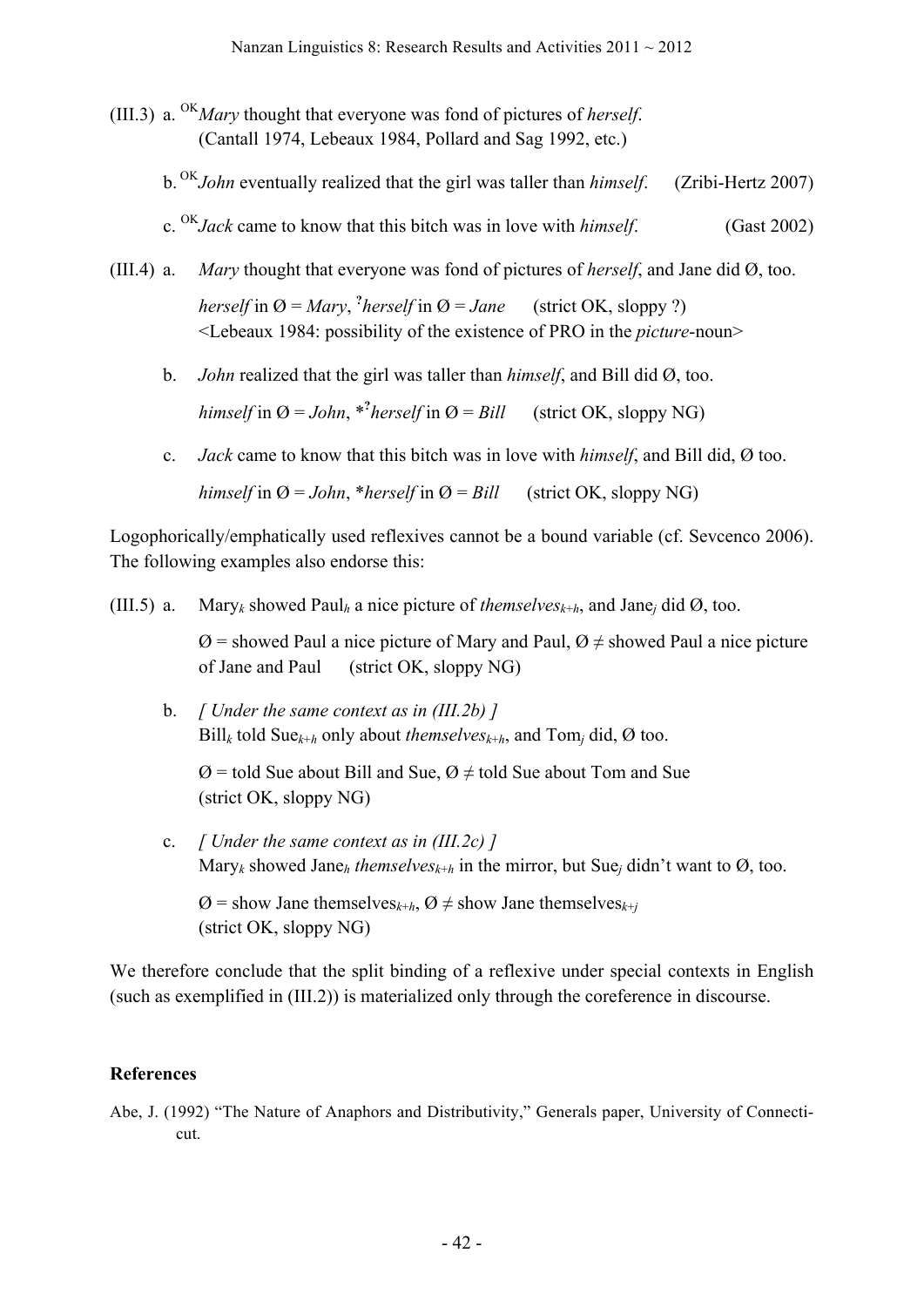(III.3) a. [OK]*Mary* thought that everyone was fond of pictures of *herself*.
(Cantall 1974, Lebeaux 1984, Pollard and Sag 1992, etc.)

b. [OK]*John* eventually realized that the girl was taller than *himself*. (Zribi-Hertz 2007)

c. [OK]*Jack* came to know that this bitch was in love with *himself*. (Gast 2002)

(III.4) a. *Mary* thought that everyone was fond of pictures of *herself*, and Jane did Ø, too.

*herself* in Ø = *Mary*, [?]*herself* in Ø = *Jane* (strict OK, sloppy ?)
<Lebeaux 1984: possibility of the existence of PRO in the *picture*-noun>

b. *John* realized that the girl was taller than *himself*, and Bill did Ø, too.

*himself* in Ø = *John*, *[?]*herself* in Ø = *Bill* (strict OK, sloppy NG)

c. *Jack* came to know that this bitch was in love with *himself*, and Bill did, Ø too.

*himself* in Ø = *John*, **herself* in Ø = *Bill* (strict OK, sloppy NG)

Logophorically/emphatically used reflexives cannot be a bound variable (cf. Sevcenco 2006). The following examples also endorse this:

(III.5) a. $\text{Mary}_k$ showed $\text{Paul}_h$ a nice picture of *themselves*$_{k+h}$, and $\text{Jane}_j$ did Ø, too.

Ø = showed Paul a nice picture of Mary and Paul, Ø ≠ showed Paul a nice picture of Jane and Paul (strict OK, sloppy NG)

b. *[ Under the same context as in (III.2b) ]*
$\text{Bill}_k$ told $\text{Sue}_{k+h}$ only about *themselves*$_{k+h}$, and $\text{Tom}_j$ did, Ø too.

Ø = told Sue about Bill and Sue, Ø ≠ told Sue about Tom and Sue
(strict OK, sloppy NG)

c. *[ Under the same context as in (III.2c) ]*
$\text{Mary}_k$ showed $\text{Jane}_h$ *themselves*$_{k+h}$ in the mirror, but $\text{Sue}_j$ didn't want to Ø, too.

Ø = show Jane themselves$_{k+h}$, Ø ≠ show Jane themselves$_{k+j}$
(strict OK, sloppy NG)

We therefore conclude that the split binding of a reflexive under special contexts in English (such as exemplified in (III.2)) is materialized only through the coreference in discourse.

## References

Abe, J. (1992) "The Nature of Anaphors and Distributivity," Generals paper, University of Connecticut.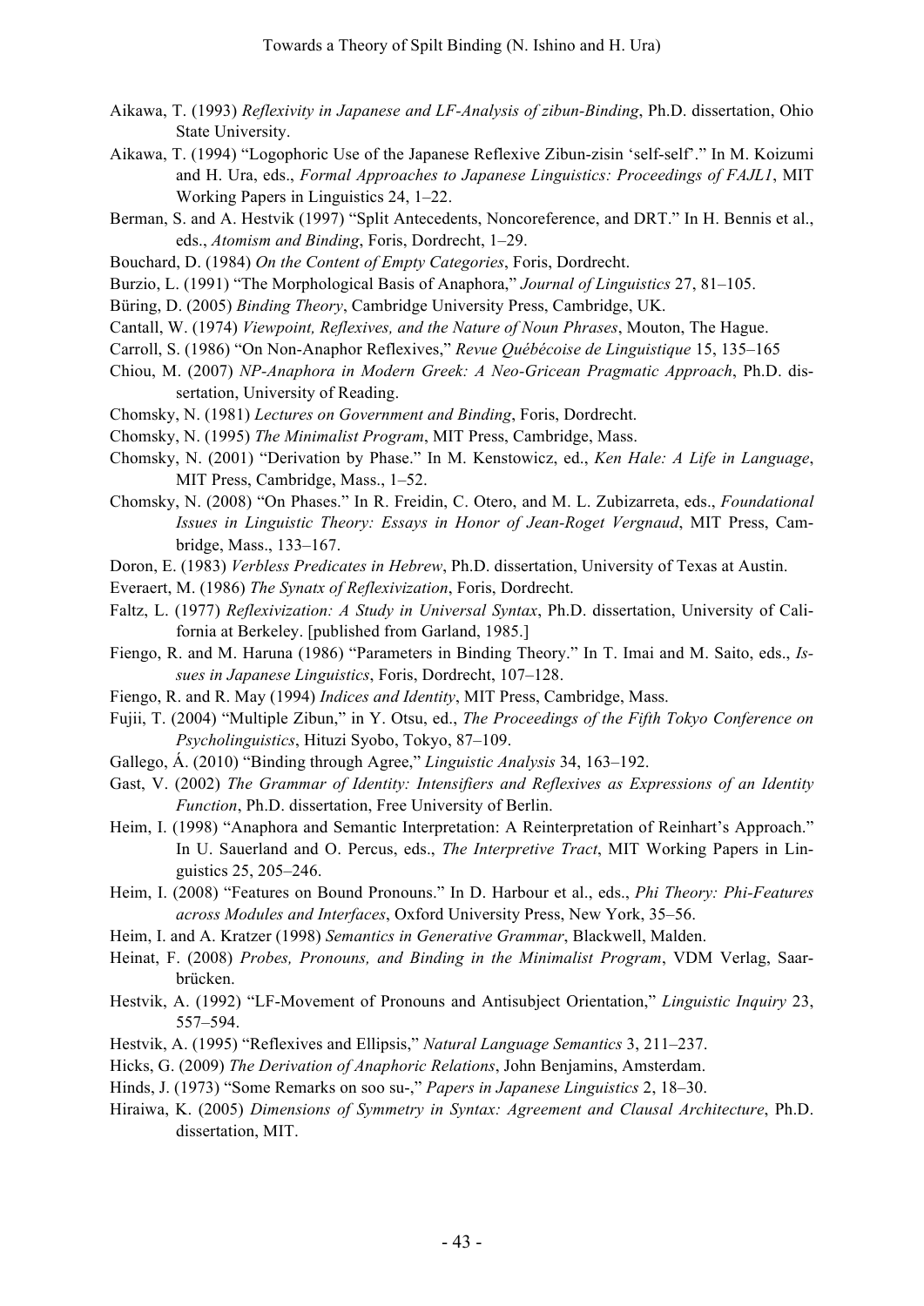Aikawa, T. (1993) *Reflexivity in Japanese and LF-Analysis of zibun-Binding*, Ph.D. dissertation, Ohio State University.

Aikawa, T. (1994) "Logophoric Use of the Japanese Reflexive Zibun-zisin 'self-self'." In M. Koizumi and H. Ura, eds., *Formal Approaches to Japanese Linguistics: Proceedings of FAJL1*, MIT Working Papers in Linguistics 24, 1–22.

Berman, S. and A. Hestvik (1997) "Split Antecedents, Noncoreference, and DRT." In H. Bennis et al., eds., *Atomism and Binding*, Foris, Dordrecht, 1–29.

Bouchard, D. (1984) *On the Content of Empty Categories*, Foris, Dordrecht.

Burzio, L. (1991) "The Morphological Basis of Anaphora," *Journal of Linguistics* 27, 81–105.

Büring, D. (2005) *Binding Theory*, Cambridge University Press, Cambridge, UK.

Cantall, W. (1974) *Viewpoint, Reflexives, and the Nature of Noun Phrases*, Mouton, The Hague.

Carroll, S. (1986) "On Non-Anaphor Reflexives," *Revue Québécoise de Linguistique* 15, 135–165

Chiou, M. (2007) *NP-Anaphora in Modern Greek: A Neo-Gricean Pragmatic Approach*, Ph.D. dissertation, University of Reading.

Chomsky, N. (1981) *Lectures on Government and Binding*, Foris, Dordrecht.

Chomsky, N. (1995) *The Minimalist Program*, MIT Press, Cambridge, Mass.

Chomsky, N. (2001) "Derivation by Phase." In M. Kenstowicz, ed., *Ken Hale: A Life in Language*, MIT Press, Cambridge, Mass., 1–52.

Chomsky, N. (2008) "On Phases." In R. Freidin, C. Otero, and M. L. Zubizarreta, eds., *Foundational Issues in Linguistic Theory: Essays in Honor of Jean-Roget Vergnaud*, MIT Press, Cambridge, Mass., 133–167.

Doron, E. (1983) *Verbless Predicates in Hebrew*, Ph.D. dissertation, University of Texas at Austin.

Everaert, M. (1986) *The Syatx of Reflexivization*, Foris, Dordrecht.

Faltz, L. (1977) *Reflexivization: A Study in Universal Syntax*, Ph.D. dissertation, University of California at Berkeley. [published from Garland, 1985.]

Fiengo, R. and M. Haruna (1986) "Parameters in Binding Theory." In T. Imai and M. Saito, eds., *Issues in Japanese Linguistics*, Foris, Dordrecht, 107–128.

Fiengo, R. and R. May (1994) *Indices and Identity*, MIT Press, Cambridge, Mass.

Fujii, T. (2004) "Multiple Zibun," in Y. Otsu, ed., *The Proceedings of the Fifth Tokyo Conference on Psycholinguistics*, Hituzi Syobo, Tokyo, 87–109.

Gallego, Á. (2010) "Binding through Agree," *Linguistic Analysis* 34, 163–192.

Gast, V. (2002) *The Grammar of Identity: Intensifiers and Reflexives as Expressions of an Identity Function*, Ph.D. dissertation, Free University of Berlin.

Heim, I. (1998) "Anaphora and Semantic Interpretation: A Reinterpretation of Reinhart's Approach." In U. Sauerland and O. Percus, eds., *The Interpretive Tract*, MIT Working Papers in Linguistics 25, 205–246.

Heim, I. (2008) "Features on Bound Pronouns." In D. Harbour et al., eds., *Phi Theory: Phi-Features across Modules and Interfaces*, Oxford University Press, New York, 35–56.

Heim, I. and A. Kratzer (1998) *Semantics in Generative Grammar*, Blackwell, Malden.

Heinat, F. (2008) *Probes, Pronouns, and Binding in the Minimalist Program*, VDM Verlag, Saarbrücken.

Hestvik, A. (1992) "LF-Movement of Pronouns and Antisubject Orientation," *Linguistic Inquiry* 23, 557–594.

Hestvik, A. (1995) "Reflexives and Ellipsis," *Natural Language Semantics* 3, 211–237.

Hicks, G. (2009) *The Derivation of Anaphoric Relations*, John Benjamins, Amsterdam.

Hinds, J. (1973) "Some Remarks on soo su-," *Papers in Japanese Linguistics* 2, 18–30.

Hiraiwa, K. (2005) *Dimensions of Symmetry in Syntax: Agreement and Clausal Architecture*, Ph.D. dissertation, MIT.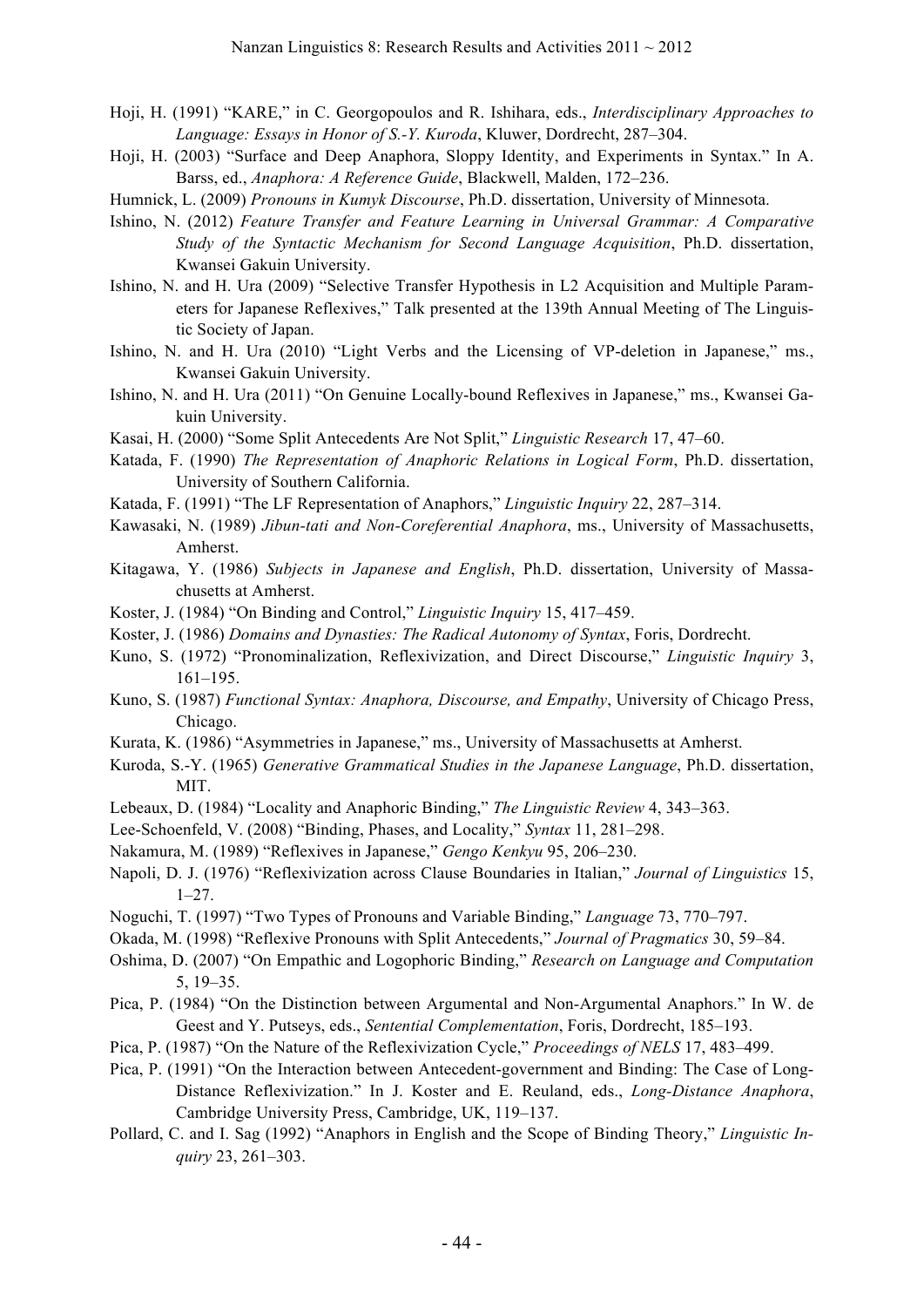Hoji, H. (1991) "KARE," in C. Georgopoulos and R. Ishihara, eds., *Interdisciplinary Approaches to Language: Essays in Honor of S.-Y. Kuroda*, Kluwer, Dordrecht, 287–304.

Hoji, H. (2003) "Surface and Deep Anaphora, Sloppy Identity, and Experiments in Syntax." In A. Barss, ed., *Anaphora: A Reference Guide*, Blackwell, Malden, 172–236.

Humnick, L. (2009) *Pronouns in Kumyk Discourse*, Ph.D. dissertation, University of Minnesota.

Ishino, N. (2012) *Feature Transfer and Feature Learning in Universal Grammar: A Comparative Study of the Syntactic Mechanism for Second Language Acquisition*, Ph.D. dissertation, Kwansei Gakuin University.

Ishino, N. and H. Ura (2009) "Selective Transfer Hypothesis in L2 Acquisition and Multiple Parameters for Japanese Reflexives," Talk presented at the 139th Annual Meeting of The Linguistic Society of Japan.

Ishino, N. and H. Ura (2010) "Light Verbs and the Licensing of VP-deletion in Japanese," ms., Kwansei Gakuin University.

Ishino, N. and H. Ura (2011) "On Genuine Locally-bound Reflexives in Japanese," ms., Kwansei Gakuin University.

Kasai, H. (2000) "Some Split Antecedents Are Not Split," *Linguistic Research* 17, 47–60.

Katada, F. (1990) *The Representation of Anaphoric Relations in Logical Form*, Ph.D. dissertation, University of Southern California.

Katada, F. (1991) "The LF Representation of Anaphors," *Linguistic Inquiry* 22, 287–314.

Kawasaki, N. (1989) *Jibun-tati and Non-Coreferential Anaphora*, ms., University of Massachusetts, Amherst.

Kitagawa, Y. (1986) *Subjects in Japanese and English*, Ph.D. dissertation, University of Massachusetts at Amherst.

Koster, J. (1984) "On Binding and Control," *Linguistic Inquiry* 15, 417–459.

Koster, J. (1986) *Domains and Dynasties: The Radical Autonomy of Syntax*, Foris, Dordrecht.

Kuno, S. (1972) "Pronominalization, Reflexivization, and Direct Discourse," *Linguistic Inquiry* 3, 161–195.

Kuno, S. (1987) *Functional Syntax: Anaphora, Discourse, and Empathy*, University of Chicago Press, Chicago.

Kurata, K. (1986) "Asymmetries in Japanese," ms., University of Massachusetts at Amherst.

Kuroda, S.-Y. (1965) *Generative Grammatical Studies in the Japanese Language*, Ph.D. dissertation, MIT.

Lebeaux, D. (1984) "Locality and Anaphoric Binding," *The Linguistic Review* 4, 343–363.

Lee-Schoenfeld, V. (2008) "Binding, Phases, and Locality," *Syntax* 11, 281–298.

Nakamura, M. (1989) "Reflexives in Japanese," *Gengo Kenkyu* 95, 206–230.

Napoli, D. J. (1976) "Reflexivization across Clause Boundaries in Italian," *Journal of Linguistics* 15, 1–27.

Noguchi, T. (1997) "Two Types of Pronouns and Variable Binding," *Language* 73, 770–797.

Okada, M. (1998) "Reflexive Pronouns with Split Antecedents," *Journal of Pragmatics* 30, 59–84.

Oshima, D. (2007) "On Empathic and Logophoric Binding," *Research on Language and Computation* 5, 19–35.

Pica, P. (1984) "On the Distinction between Argumental and Non-Argumental Anaphors." In W. de Geest and Y. Putseys, eds., *Sentential Complementation*, Foris, Dordrecht, 185–193.

Pica, P. (1987) "On the Nature of the Reflexivization Cycle," *Proceedings of NELS* 17, 483–499.

Pica, P. (1991) "On the Interaction between Antecedent-government and Binding: The Case of Long-Distance Reflexivization." In J. Koster and E. Reuland, eds., *Long-Distance Anaphora*, Cambridge University Press, Cambridge, UK, 119–137.

Pollard, C. and I. Sag (1992) "Anaphors in English and the Scope of Binding Theory," *Linguistic Inquiry* 23, 261–303.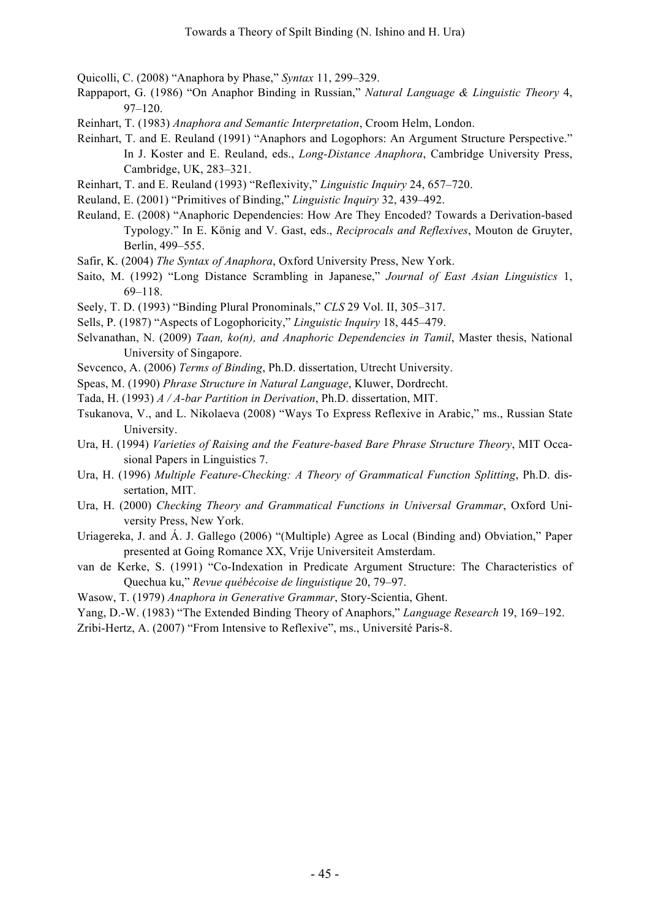Quicolli, C. (2008) "Anaphora by Phase," *Syntax* 11, 299–329.

Rappaport, G. (1986) "On Anaphor Binding in Russian," *Natural Language & Linguistic Theory* 4, 97–120.

Reinhart, T. (1983) *Anaphora and Semantic Interpretation*, Croom Helm, London.

Reinhart, T. and E. Reuland (1991) "Anaphors and Logophors: An Argument Structure Perspective." In J. Koster and E. Reuland, eds., *Long-Distance Anaphora*, Cambridge University Press, Cambridge, UK, 283–321.

Reinhart, T. and E. Reuland (1993) "Reflexivity," *Linguistic Inquiry* 24, 657–720.

Reuland, E. (2001) "Primitives of Binding," *Linguistic Inquiry* 32, 439–492.

Reuland, E. (2008) "Anaphoric Dependencies: How Are They Encoded? Towards a Derivation-based Typology." In E. König and V. Gast, eds., *Reciprocals and Reflexives*, Mouton de Gruyter, Berlin, 499–555.

Safir, K. (2004) *The Syntax of Anaphora*, Oxford University Press, New York.

Saito, M. (1992) "Long Distance Scrambling in Japanese," *Journal of East Asian Linguistics* 1, 69–118.

Seely, T. D. (1993) "Binding Plural Pronominals," *CLS* 29 Vol. II, 305–317.

Sells, P. (1987) "Aspects of Logophoricity," *Linguistic Inquiry* 18, 445–479.

Selvanathan, N. (2009) *Taan, ko(n), and Anaphoric Dependencies in Tamil*, Master thesis, National University of Singapore.

Sevcenco, A. (2006) *Terms of Binding*, Ph.D. dissertation, Utrecht University.

Speas, M. (1990) *Phrase Structure in Natural Language*, Kluwer, Dordrecht.

Tada, H. (1993) *A / A-bar Partition in Derivation*, Ph.D. dissertation, MIT.

Tsukanova, V., and L. Nikolaeva (2008) "Ways To Express Reflexive in Arabic," ms., Russian State University.

Ura, H. (1994) *Varieties of Raising and the Feature-based Bare Phrase Structure Theory*, MIT Occasional Papers in Linguistics 7.

Ura, H. (1996) *Multiple Feature-Checking: A Theory of Grammatical Function Splitting*, Ph.D. dissertation, MIT.

Ura, H. (2000) *Checking Theory and Grammatical Functions in Universal Grammar*, Oxford University Press, New York.

Uriagereka, J. and Á. J. Gallego (2006) "(Multiple) Agree as Local (Binding and) Obviation," Paper presented at Going Romance XX, Vrije Universiteit Amsterdam.

van de Kerke, S. (1991) "Co-Indexation in Predicate Argument Structure: The Characteristics of Quechua ku," *Revue québécoise de linguistique* 20, 79–97.

Wasow, T. (1979) *Anaphora in Generative Grammar*, Story-Scientia, Ghent.

Yang, D.-W. (1983) "The Extended Binding Theory of Anaphors," *Language Research* 19, 169–192.

Zribi-Hertz, A. (2007) "From Intensive to Reflexive", ms., Université Paris-8.